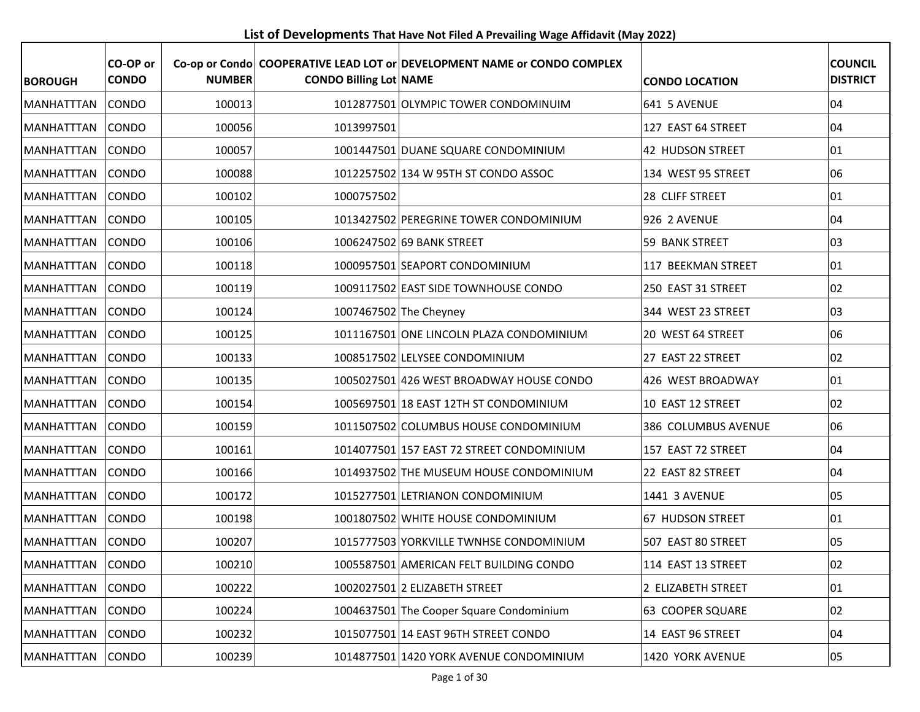# List of Developments That Have Not Filed A Prevailing Wage Affidavit (May 2022)

| BOROUGH | CO-OP or CONDO | Co-op or Condo NUMBER | COOPERATIVE LEAD LOT or CONDO Billing Lot | DEVELOPMENT NAME or CONDO COMPLEX NAME | CONDO LOCATION | COUNCIL DISTRICT |
|---|---|---|---|---|---|---|
| MANHATTTAN | CONDO | 100013 | 1012877501 | OLYMPIC TOWER CONDOMINUIM | 641 5 AVENUE | 04 |
| MANHATTTAN | CONDO | 100056 | 1013997501 | | 127 EAST 64 STREET | 04 |
| MANHATTTAN | CONDO | 100057 | 1001447501 | DUANE SQUARE CONDOMINIUM | 42 HUDSON STREET | 01 |
| MANHATTTAN | CONDO | 100088 | 1012257502 | 134 W 95TH ST CONDO ASSOC | 134 WEST 95 STREET | 06 |
| MANHATTTAN | CONDO | 100102 | 1000757502 | | 28 CLIFF STREET | 01 |
| MANHATTTAN | CONDO | 100105 | 1013427502 | PEREGRINE TOWER CONDOMINIUM | 926 2 AVENUE | 04 |
| MANHATTTAN | CONDO | 100106 | 1006247502 | 69 BANK STREET | 59 BANK STREET | 03 |
| MANHATTTAN | CONDO | 100118 | 1000957501 | SEAPORT CONDOMINIUM | 117 BEEKMAN STREET | 01 |
| MANHATTTAN | CONDO | 100119 | 1009117502 | EAST SIDE TOWNHOUSE CONDO | 250 EAST 31 STREET | 02 |
| MANHATTTAN | CONDO | 100124 | 1007467502 | The Cheyney | 344 WEST 23 STREET | 03 |
| MANHATTTAN | CONDO | 100125 | 1011167501 | ONE LINCOLN PLAZA CONDOMINIUM | 20 WEST 64 STREET | 06 |
| MANHATTTAN | CONDO | 100133 | 1008517502 | LELYSEE CONDOMINIUM | 27 EAST 22 STREET | 02 |
| MANHATTTAN | CONDO | 100135 | 1005027501 | 426 WEST BROADWAY HOUSE CONDO | 426 WEST BROADWAY | 01 |
| MANHATTTAN | CONDO | 100154 | 1005697501 | 18 EAST 12TH ST CONDOMINIUM | 10 EAST 12 STREET | 02 |
| MANHATTTAN | CONDO | 100159 | 1011507502 | COLUMBUS HOUSE CONDOMINIUM | 386 COLUMBUS AVENUE | 06 |
| MANHATTTAN | CONDO | 100161 | 1014077501 | 157 EAST 72 STREET CONDOMINIUM | 157 EAST 72 STREET | 04 |
| MANHATTTAN | CONDO | 100166 | 1014937502 | THE MUSEUM HOUSE CONDOMINIUM | 22 EAST 82 STREET | 04 |
| MANHATTTAN | CONDO | 100172 | 1015277501 | LETRIANON CONDOMINIUM | 1441 3 AVENUE | 05 |
| MANHATTTAN | CONDO | 100198 | 1001807502 | WHITE HOUSE CONDOMINIUM | 67 HUDSON STREET | 01 |
| MANHATTTAN | CONDO | 100207 | 1015777503 | YORKVILLE TWNHSE CONDOMINIUM | 507 EAST 80 STREET | 05 |
| MANHATTTAN | CONDO | 100210 | 1005587501 | AMERICAN FELT BUILDING CONDO | 114 EAST 13 STREET | 02 |
| MANHATTTAN | CONDO | 100222 | 1002027501 | 2 ELIZABETH STREET | 2 ELIZABETH STREET | 01 |
| MANHATTTAN | CONDO | 100224 | 1004637501 | The Cooper Square Condominium | 63 COOPER SQUARE | 02 |
| MANHATTTAN | CONDO | 100232 | 1015077501 | 14 EAST 96TH STREET CONDO | 14 EAST 96 STREET | 04 |
| MANHATTTAN | CONDO | 100239 | 1014877501 | 1420 YORK AVENUE CONDOMINIUM | 1420 YORK AVENUE | 05 |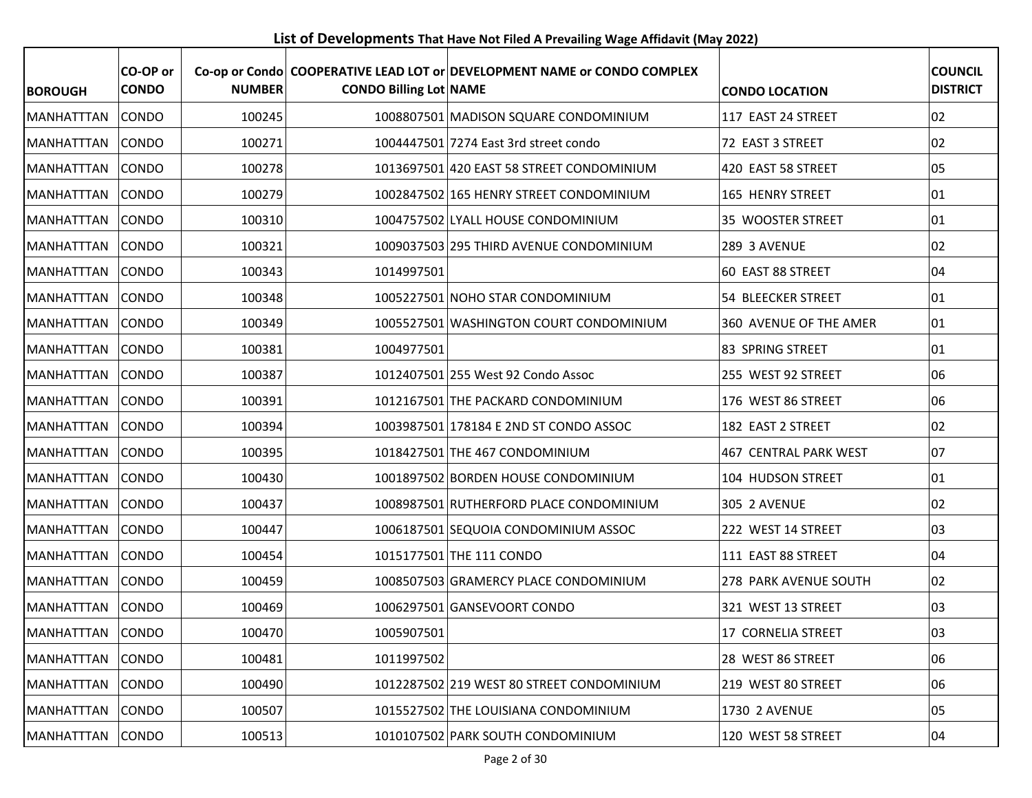## List of Developments That Have Not Filed A Prevailing Wage Affidavit (May 2022)

| BOROUGH | CO-OP or CONDO | Co-op or Condo NUMBER | COOPERATIVE LEAD LOT or CONDO Billing Lot | DEVELOPMENT NAME or CONDO COMPLEX NAME | CONDO LOCATION | COUNCIL DISTRICT |
|---|---|---|---|---|---|---|
| MANHATTTAN | CONDO | 100245 | 1008807501 | MADISON SQUARE CONDOMINIUM | 117 EAST 24 STREET | 02 |
| MANHATTTAN | CONDO | 100271 | 1004447501 | 7274 East 3rd street condo | 72 EAST 3 STREET | 02 |
| MANHATTTAN | CONDO | 100278 | 1013697501 | 420 EAST 58 STREET CONDOMINIUM | 420 EAST 58 STREET | 05 |
| MANHATTTAN | CONDO | 100279 | 1002847502 | 165 HENRY STREET CONDOMINIUM | 165 HENRY STREET | 01 |
| MANHATTTAN | CONDO | 100310 | 1004757502 | LYALL HOUSE CONDOMINIUM | 35 WOOSTER STREET | 01 |
| MANHATTTAN | CONDO | 100321 | 1009037503 | 295 THIRD AVENUE CONDOMINIUM | 289 3 AVENUE | 02 |
| MANHATTTAN | CONDO | 100343 | 1014997501 | | 60 EAST 88 STREET | 04 |
| MANHATTTAN | CONDO | 100348 | 1005227501 | NOHO STAR CONDOMINIUM | 54 BLEECKER STREET | 01 |
| MANHATTTAN | CONDO | 100349 | 1005527501 | WASHINGTON COURT CONDOMINIUM | 360 AVENUE OF THE AMER | 01 |
| MANHATTTAN | CONDO | 100381 | 1004977501 | | 83 SPRING STREET | 01 |
| MANHATTTAN | CONDO | 100387 | 1012407501 | 255 West 92 Condo Assoc | 255 WEST 92 STREET | 06 |
| MANHATTTAN | CONDO | 100391 | 1012167501 | THE PACKARD CONDOMINIUM | 176 WEST 86 STREET | 06 |
| MANHATTTAN | CONDO | 100394 | 1003987501 | 178184 E 2ND ST CONDO ASSOC | 182 EAST 2 STREET | 02 |
| MANHATTTAN | CONDO | 100395 | 1018427501 | THE 467 CONDOMINIUM | 467 CENTRAL PARK WEST | 07 |
| MANHATTTAN | CONDO | 100430 | 1001897502 | BORDEN HOUSE CONDOMINIUM | 104 HUDSON STREET | 01 |
| MANHATTTAN | CONDO | 100437 | 1008987501 | RUTHERFORD PLACE CONDOMINIUM | 305 2 AVENUE | 02 |
| MANHATTTAN | CONDO | 100447 | 1006187501 | SEQUOIA CONDOMINIUM ASSOC | 222 WEST 14 STREET | 03 |
| MANHATTTAN | CONDO | 100454 | 1015177501 | THE 111 CONDO | 111 EAST 88 STREET | 04 |
| MANHATTTAN | CONDO | 100459 | 1008507503 | GRAMERCY PLACE CONDOMINIUM | 278 PARK AVENUE SOUTH | 02 |
| MANHATTTAN | CONDO | 100469 | 1006297501 | GANSEVOORT CONDO | 321 WEST 13 STREET | 03 |
| MANHATTTAN | CONDO | 100470 | 1005907501 | | 17 CORNELIA STREET | 03 |
| MANHATTTAN | CONDO | 100481 | 1011997502 | | 28 WEST 86 STREET | 06 |
| MANHATTTAN | CONDO | 100490 | 1012287502 | 219 WEST 80 STREET CONDOMINIUM | 219 WEST 80 STREET | 06 |
| MANHATTTAN | CONDO | 100507 | 1015527502 | THE LOUISIANA CONDOMINIUM | 1730 2 AVENUE | 05 |
| MANHATTTAN | CONDO | 100513 | 1010107502 | PARK SOUTH CONDOMINIUM | 120 WEST 58 STREET | 04 |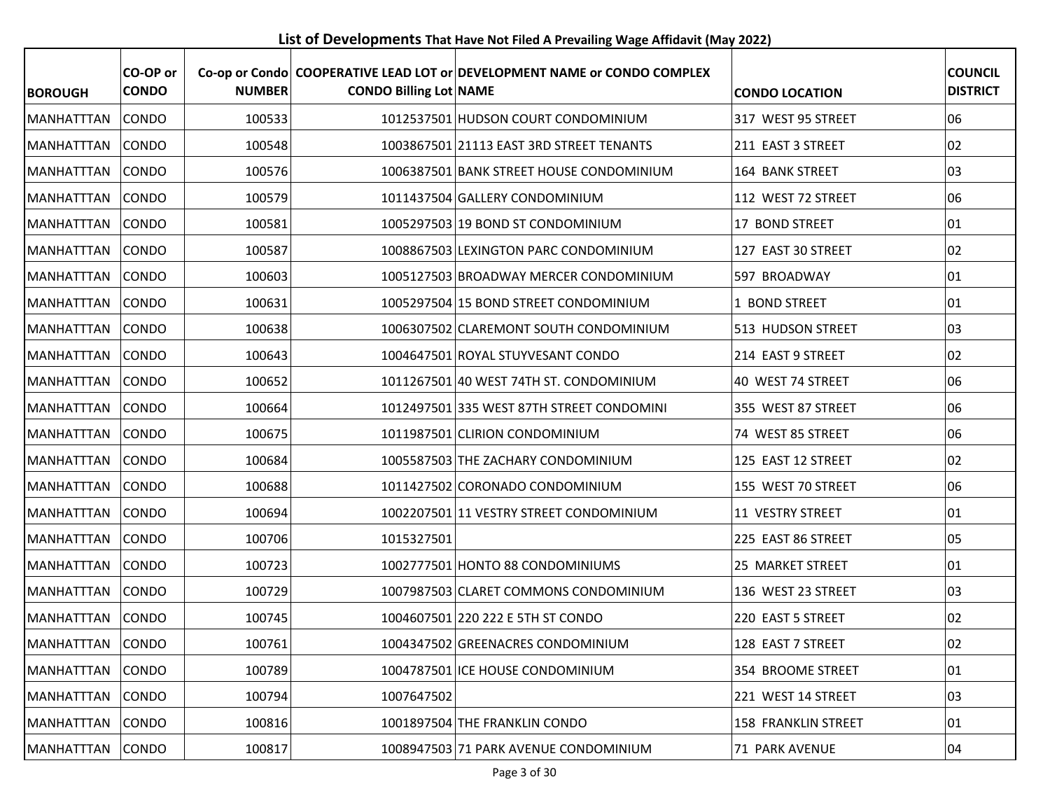## List of Developments That Have Not Filed A Prevailing Wage Affidavit (May 2022)

| BOROUGH | CO-OP or CONDO | Co-op or Condo NUMBER | COOPERATIVE LEAD LOT or CONDO Billing Lot | DEVELOPMENT NAME or CONDO COMPLEX NAME | CONDO LOCATION | COUNCIL DISTRICT |
|---|---|---|---|---|---|---|
| MANHATTTAN | CONDO | 100533 | 1012537501 | HUDSON COURT CONDOMINIUM | 317 WEST 95 STREET | 06 |
| MANHATTTAN | CONDO | 100548 | 1003867501 | 21113 EAST 3RD STREET TENANTS | 211 EAST 3 STREET | 02 |
| MANHATTTAN | CONDO | 100576 | 1006387501 | BANK STREET HOUSE CONDOMINIUM | 164 BANK STREET | 03 |
| MANHATTTAN | CONDO | 100579 | 1011437504 | GALLERY CONDOMINIUM | 112 WEST 72 STREET | 06 |
| MANHATTTAN | CONDO | 100581 | 1005297503 | 19 BOND ST CONDOMINIUM | 17 BOND STREET | 01 |
| MANHATTTAN | CONDO | 100587 | 1008867503 | LEXINGTON PARC CONDOMINIUM | 127 EAST 30 STREET | 02 |
| MANHATTTAN | CONDO | 100603 | 1005127503 | BROADWAY MERCER CONDOMINIUM | 597 BROADWAY | 01 |
| MANHATTTAN | CONDO | 100631 | 1005297504 | 15 BOND STREET CONDOMINIUM | 1 BOND STREET | 01 |
| MANHATTTAN | CONDO | 100638 | 1006307502 | CLAREMONT SOUTH CONDOMINIUM | 513 HUDSON STREET | 03 |
| MANHATTTAN | CONDO | 100643 | 1004647501 | ROYAL STUYVESANT CONDO | 214 EAST 9 STREET | 02 |
| MANHATTTAN | CONDO | 100652 | 1011267501 | 40 WEST 74TH ST. CONDOMINIUM | 40 WEST 74 STREET | 06 |
| MANHATTTAN | CONDO | 100664 | 1012497501 | 335 WEST 87TH STREET CONDOMINI | 355 WEST 87 STREET | 06 |
| MANHATTTAN | CONDO | 100675 | 1011987501 | CLIRION CONDOMINIUM | 74 WEST 85 STREET | 06 |
| MANHATTTAN | CONDO | 100684 | 1005587503 | THE ZACHARY CONDOMINIUM | 125 EAST 12 STREET | 02 |
| MANHATTTAN | CONDO | 100688 | 1011427502 | CORONADO CONDOMINIUM | 155 WEST 70 STREET | 06 |
| MANHATTTAN | CONDO | 100694 | 1002207501 | 11 VESTRY STREET CONDOMINIUM | 11 VESTRY STREET | 01 |
| MANHATTTAN | CONDO | 100706 | 1015327501 | | 225 EAST 86 STREET | 05 |
| MANHATTTAN | CONDO | 100723 | 1002777501 | HONTO 88 CONDOMINIUMS | 25 MARKET STREET | 01 |
| MANHATTTAN | CONDO | 100729 | 1007987503 | CLARET COMMONS CONDOMINIUM | 136 WEST 23 STREET | 03 |
| MANHATTTAN | CONDO | 100745 | 1004607501 | 220 222 E 5TH ST CONDO | 220 EAST 5 STREET | 02 |
| MANHATTTAN | CONDO | 100761 | 1004347502 | GREENACRES CONDOMINIUM | 128 EAST 7 STREET | 02 |
| MANHATTTAN | CONDO | 100789 | 1004787501 | ICE HOUSE CONDOMINIUM | 354 BROOME STREET | 01 |
| MANHATTTAN | CONDO | 100794 | 1007647502 | | 221 WEST 14 STREET | 03 |
| MANHATTTAN | CONDO | 100816 | 1001897504 | THE FRANKLIN CONDO | 158 FRANKLIN STREET | 01 |
| MANHATTTAN | CONDO | 100817 | 1008947503 | 71 PARK AVENUE CONDOMINIUM | 71 PARK AVENUE | 04 |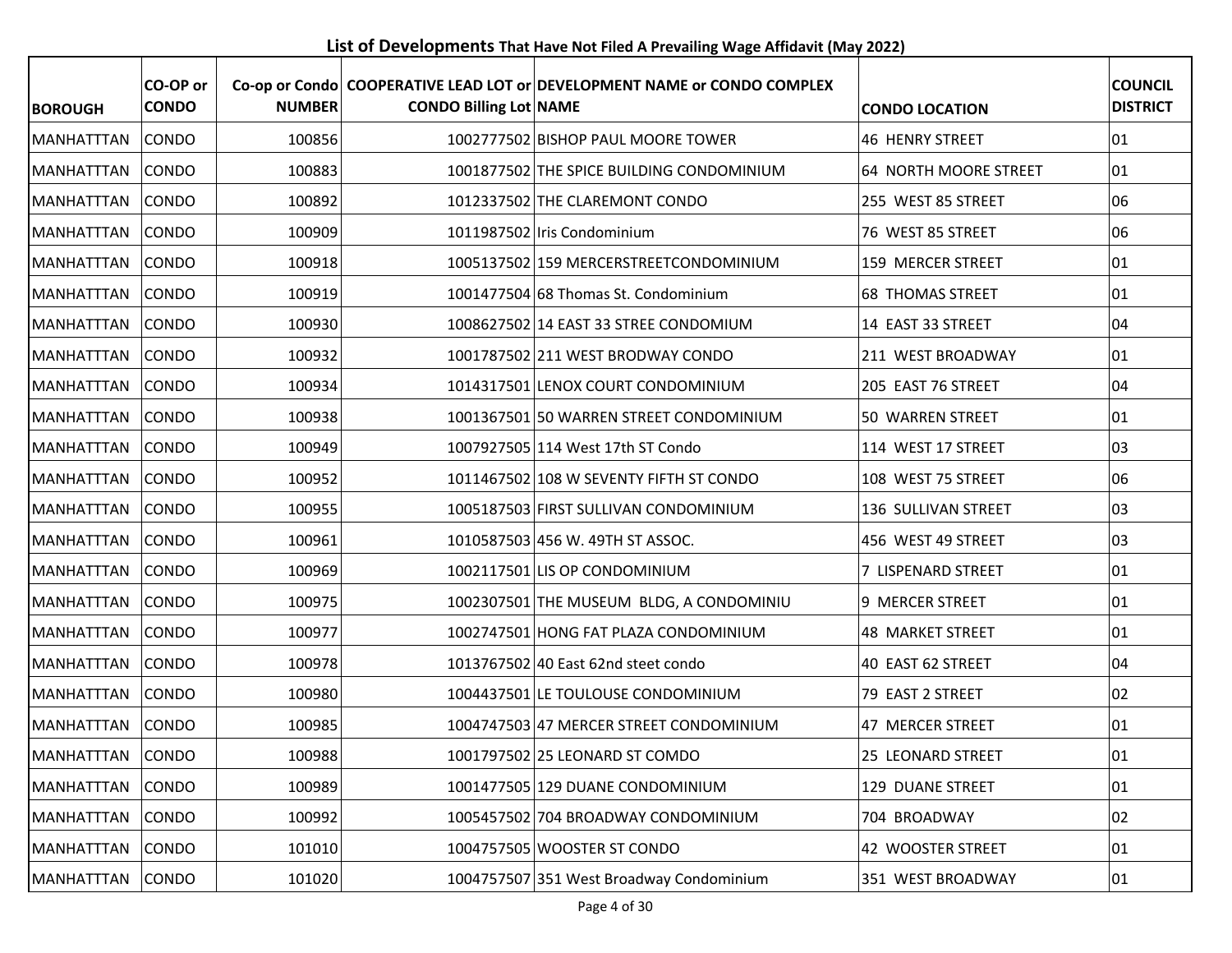**List of Developments** That Have Not Filed A Prevailing Wage Affidavit (May 2022)

| BOROUGH | CO-OP or CONDO | Co-op or Condo NUMBER | COOPERATIVE LEAD LOT or CONDO Billing Lot | DEVELOPMENT NAME or CONDO COMPLEX NAME | CONDO LOCATION | COUNCIL DISTRICT |
| --- | --- | --- | --- | --- | --- | --- |
| MANHATTTAN | CONDO | 100856 | 1002777502 | BISHOP PAUL MOORE TOWER | 46 HENRY STREET | 01 |
| MANHATTTAN | CONDO | 100883 | 1001877502 | THE SPICE BUILDING CONDOMINIUM | 64 NORTH MOORE STREET | 01 |
| MANHATTTAN | CONDO | 100892 | 1012337502 | THE CLAREMONT CONDO | 255 WEST 85 STREET | 06 |
| MANHATTTAN | CONDO | 100909 | 1011987502 | Iris Condominium | 76 WEST 85 STREET | 06 |
| MANHATTTAN | CONDO | 100918 | 1005137502 | 159 MERCERSTREETCONDOMINIUM | 159 MERCER STREET | 01 |
| MANHATTTAN | CONDO | 100919 | 1001477504 | 68 Thomas St. Condominium | 68 THOMAS STREET | 01 |
| MANHATTTAN | CONDO | 100930 | 1008627502 | 14 EAST 33 STREE CONDOMIUM | 14 EAST 33 STREET | 04 |
| MANHATTTAN | CONDO | 100932 | 1001787502 | 211 WEST BRODWAY CONDO | 211 WEST BROADWAY | 01 |
| MANHATTTAN | CONDO | 100934 | 1014317501 | LENOX COURT CONDOMINIUM | 205 EAST 76 STREET | 04 |
| MANHATTTAN | CONDO | 100938 | 1001367501 | 50 WARREN STREET CONDOMINIUM | 50 WARREN STREET | 01 |
| MANHATTTAN | CONDO | 100949 | 1007927505 | 114 West 17th ST Condo | 114 WEST 17 STREET | 03 |
| MANHATTTAN | CONDO | 100952 | 1011467502 | 108 W SEVENTY FIFTH ST CONDO | 108 WEST 75 STREET | 06 |
| MANHATTTAN | CONDO | 100955 | 1005187503 | FIRST SULLIVAN CONDOMINIUM | 136 SULLIVAN STREET | 03 |
| MANHATTTAN | CONDO | 100961 | 1010587503 | 456 W. 49TH ST ASSOC. | 456 WEST 49 STREET | 03 |
| MANHATTTAN | CONDO | 100969 | 1002117501 | LIS OP CONDOMINIUM | 7 LISPENARD STREET | 01 |
| MANHATTTAN | CONDO | 100975 | 1002307501 | THE MUSEUM BLDG, A CONDOMINIU | 9 MERCER STREET | 01 |
| MANHATTTAN | CONDO | 100977 | 1002747501 | HONG FAT PLAZA CONDOMINIUM | 48 MARKET STREET | 01 |
| MANHATTTAN | CONDO | 100978 | 1013767502 | 40 East 62nd steet condo | 40 EAST 62 STREET | 04 |
| MANHATTTAN | CONDO | 100980 | 1004437501 | LE TOULOUSE CONDOMINIUM | 79 EAST 2 STREET | 02 |
| MANHATTTAN | CONDO | 100985 | 1004747503 | 47 MERCER STREET CONDOMINIUM | 47 MERCER STREET | 01 |
| MANHATTTAN | CONDO | 100988 | 1001797502 | 25 LEONARD ST COMDO | 25 LEONARD STREET | 01 |
| MANHATTTAN | CONDO | 100989 | 1001477505 | 129 DUANE CONDOMINIUM | 129 DUANE STREET | 01 |
| MANHATTTAN | CONDO | 100992 | 1005457502 | 704 BROADWAY CONDOMINIUM | 704 BROADWAY | 02 |
| MANHATTTAN | CONDO | 101010 | 1004757505 | WOOSTER ST CONDO | 42 WOOSTER STREET | 01 |
| MANHATTTAN | CONDO | 101020 | 1004757507 | 351 West Broadway Condominium | 351 WEST BROADWAY | 01 |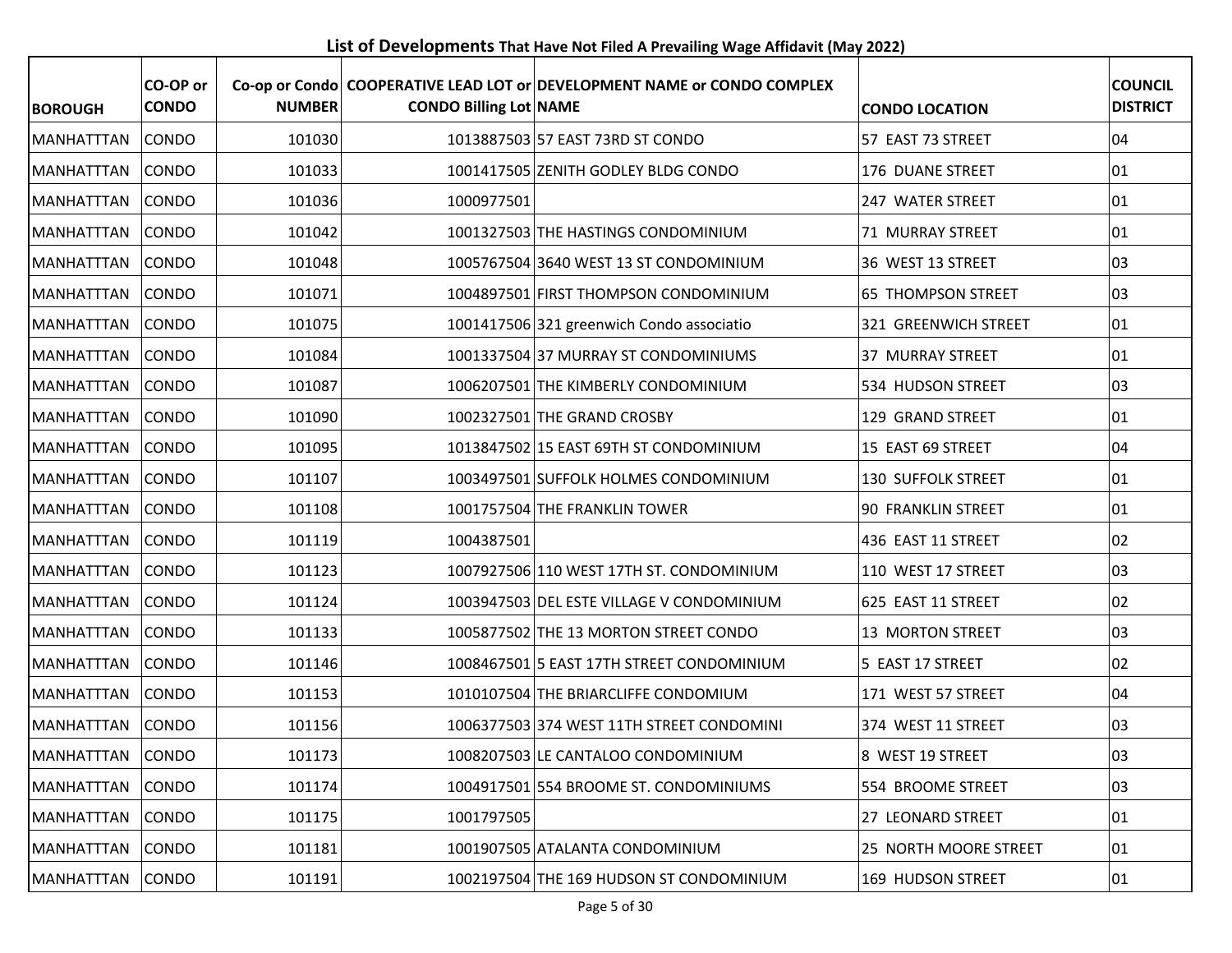**List of Developments That Have Not Filed A Prevailing Wage Affidavit (May 2022)**

| BOROUGH | CO-OP or CONDO | Co-op or Condo NUMBER | COOPERATIVE LEAD LOT or CONDO Billing Lot | DEVELOPMENT NAME or CONDO COMPLEX NAME | CONDO LOCATION | COUNCIL DISTRICT |
|---|---|---|---|---|---|---|
| MANHATTTAN | CONDO | 101030 | 1013887503 | 57 EAST 73RD ST CONDO | 57 EAST 73 STREET | 04 |
| MANHATTTAN | CONDO | 101033 | 1001417505 | ZENITH GODLEY BLDG CONDO | 176 DUANE STREET | 01 |
| MANHATTTAN | CONDO | 101036 | 1000977501 | | 247 WATER STREET | 01 |
| MANHATTTAN | CONDO | 101042 | 1001327503 | THE HASTINGS CONDOMINIUM | 71 MURRAY STREET | 01 |
| MANHATTTAN | CONDO | 101048 | 1005767504 | 3640 WEST 13 ST CONDOMINIUM | 36 WEST 13 STREET | 03 |
| MANHATTTAN | CONDO | 101071 | 1004897501 | FIRST THOMPSON CONDOMINIUM | 65 THOMPSON STREET | 03 |
| MANHATTTAN | CONDO | 101075 | 1001417506 | 321 greenwich Condo associatio | 321 GREENWICH STREET | 01 |
| MANHATTTAN | CONDO | 101084 | 1001337504 | 37 MURRAY ST CONDOMINIUMS | 37 MURRAY STREET | 01 |
| MANHATTTAN | CONDO | 101087 | 1006207501 | THE KIMBERLY CONDOMINIUM | 534 HUDSON STREET | 03 |
| MANHATTTAN | CONDO | 101090 | 1002327501 | THE GRAND CROSBY | 129 GRAND STREET | 01 |
| MANHATTTAN | CONDO | 101095 | 1013847502 | 15 EAST 69TH ST CONDOMINIUM | 15 EAST 69 STREET | 04 |
| MANHATTTAN | CONDO | 101107 | 1003497501 | SUFFOLK HOLMES CONDOMINIUM | 130 SUFFOLK STREET | 01 |
| MANHATTTAN | CONDO | 101108 | 1001757504 | THE FRANKLIN TOWER | 90 FRANKLIN STREET | 01 |
| MANHATTTAN | CONDO | 101119 | 1004387501 | | 436 EAST 11 STREET | 02 |
| MANHATTTAN | CONDO | 101123 | 1007927506 | 110 WEST 17TH ST. CONDOMINIUM | 110 WEST 17 STREET | 03 |
| MANHATTTAN | CONDO | 101124 | 1003947503 | DEL ESTE VILLAGE V CONDOMINIUM | 625 EAST 11 STREET | 02 |
| MANHATTTAN | CONDO | 101133 | 1005877502 | THE 13 MORTON STREET CONDO | 13 MORTON STREET | 03 |
| MANHATTTAN | CONDO | 101146 | 1008467501 | 5 EAST 17TH STREET CONDOMINIUM | 5 EAST 17 STREET | 02 |
| MANHATTTAN | CONDO | 101153 | 1010107504 | THE BRIARCLIFFE CONDOMIUM | 171 WEST 57 STREET | 04 |
| MANHATTTAN | CONDO | 101156 | 1006377503 | 374 WEST 11TH STREET CONDOMINI | 374 WEST 11 STREET | 03 |
| MANHATTTAN | CONDO | 101173 | 1008207503 | LE CANTALOO CONDOMINIUM | 8 WEST 19 STREET | 03 |
| MANHATTTAN | CONDO | 101174 | 1004917501 | 554 BROOME ST. CONDOMINIUMS | 554 BROOME STREET | 03 |
| MANHATTTAN | CONDO | 101175 | 1001797505 | | 27 LEONARD STREET | 01 |
| MANHATTTAN | CONDO | 101181 | 1001907505 | ATALANTA CONDOMINIUM | 25 NORTH MOORE STREET | 01 |
| MANHATTTAN | CONDO | 101191 | 1002197504 | THE 169 HUDSON ST CONDOMINIUM | 169 HUDSON STREET | 01 |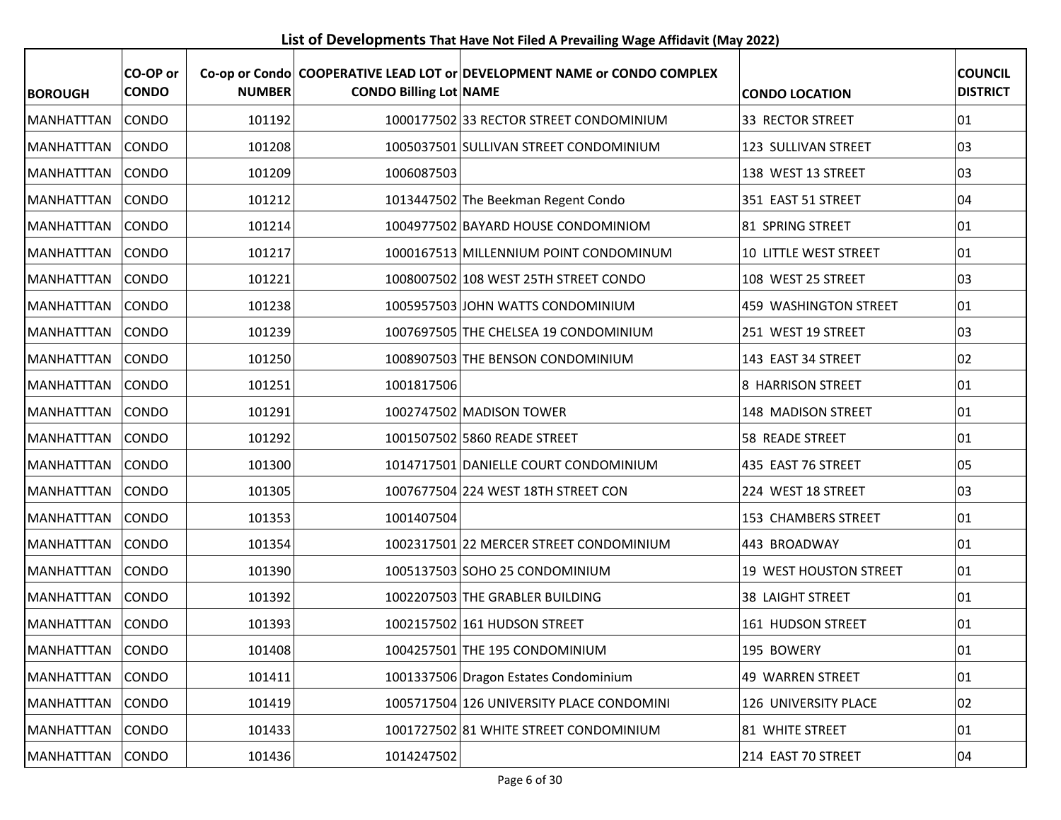**List of Developments That Have Not Filed A Prevailing Wage Affidavit (May 2022)**

| BOROUGH | CO-OP or CONDO | Co-op or Condo NUMBER | COOPERATIVE LEAD LOT or CONDO Billing Lot | DEVELOPMENT NAME or CONDO COMPLEX NAME | CONDO LOCATION | COUNCIL DISTRICT |
|---|---|---|---|---|---|---|
| MANHATTTAN | CONDO | 101192 | 1000177502 | 33 RECTOR STREET CONDOMINIUM | 33 RECTOR STREET | 01 |
| MANHATTTAN | CONDO | 101208 | 1005037501 | SULLIVAN STREET CONDOMINIUM | 123 SULLIVAN STREET | 03 |
| MANHATTTAN | CONDO | 101209 | 1006087503 | | 138 WEST 13 STREET | 03 |
| MANHATTTAN | CONDO | 101212 | 1013447502 | The Beekman Regent Condo | 351 EAST 51 STREET | 04 |
| MANHATTTAN | CONDO | 101214 | 1004977502 | BAYARD HOUSE CONDOMINIOM | 81 SPRING STREET | 01 |
| MANHATTTAN | CONDO | 101217 | 1000167513 | MILLENNIUM POINT CONDOMINUM | 10 LITTLE WEST STREET | 01 |
| MANHATTTAN | CONDO | 101221 | 1008007502 | 108 WEST 25TH STREET CONDO | 108 WEST 25 STREET | 03 |
| MANHATTTAN | CONDO | 101238 | 1005957503 | JOHN WATTS CONDOMINIUM | 459 WASHINGTON STREET | 01 |
| MANHATTTAN | CONDO | 101239 | 1007697505 | THE CHELSEA 19 CONDOMINIUM | 251 WEST 19 STREET | 03 |
| MANHATTTAN | CONDO | 101250 | 1008907503 | THE BENSON CONDOMINIUM | 143 EAST 34 STREET | 02 |
| MANHATTTAN | CONDO | 101251 | 1001817506 | | 8 HARRISON STREET | 01 |
| MANHATTTAN | CONDO | 101291 | 1002747502 | MADISON TOWER | 148 MADISON STREET | 01 |
| MANHATTTAN | CONDO | 101292 | 1001507502 | 5860 READE STREET | 58 READE STREET | 01 |
| MANHATTTAN | CONDO | 101300 | 1014717501 | DANIELLE COURT CONDOMINIUM | 435 EAST 76 STREET | 05 |
| MANHATTTAN | CONDO | 101305 | 1007677504 | 224 WEST 18TH STREET CON | 224 WEST 18 STREET | 03 |
| MANHATTTAN | CONDO | 101353 | 1001407504 | | 153 CHAMBERS STREET | 01 |
| MANHATTTAN | CONDO | 101354 | 1002317501 | 22 MERCER STREET CONDOMINIUM | 443 BROADWAY | 01 |
| MANHATTTAN | CONDO | 101390 | 1005137503 | SOHO 25 CONDOMINIUM | 19 WEST HOUSTON STREET | 01 |
| MANHATTTAN | CONDO | 101392 | 1002207503 | THE GRABLER BUILDING | 38 LAIGHT STREET | 01 |
| MANHATTTAN | CONDO | 101393 | 1002157502 | 161 HUDSON STREET | 161 HUDSON STREET | 01 |
| MANHATTTAN | CONDO | 101408 | 1004257501 | THE 195 CONDOMINIUM | 195 BOWERY | 01 |
| MANHATTTAN | CONDO | 101411 | 1001337506 | Dragon Estates Condominium | 49 WARREN STREET | 01 |
| MANHATTTAN | CONDO | 101419 | 1005717504 | 126 UNIVERSITY PLACE CONDOMINI | 126 UNIVERSITY PLACE | 02 |
| MANHATTTAN | CONDO | 101433 | 1001727502 | 81 WHITE STREET CONDOMINIUM | 81 WHITE STREET | 01 |
| MANHATTTAN | CONDO | 101436 | 1014247502 | | 214 EAST 70 STREET | 04 |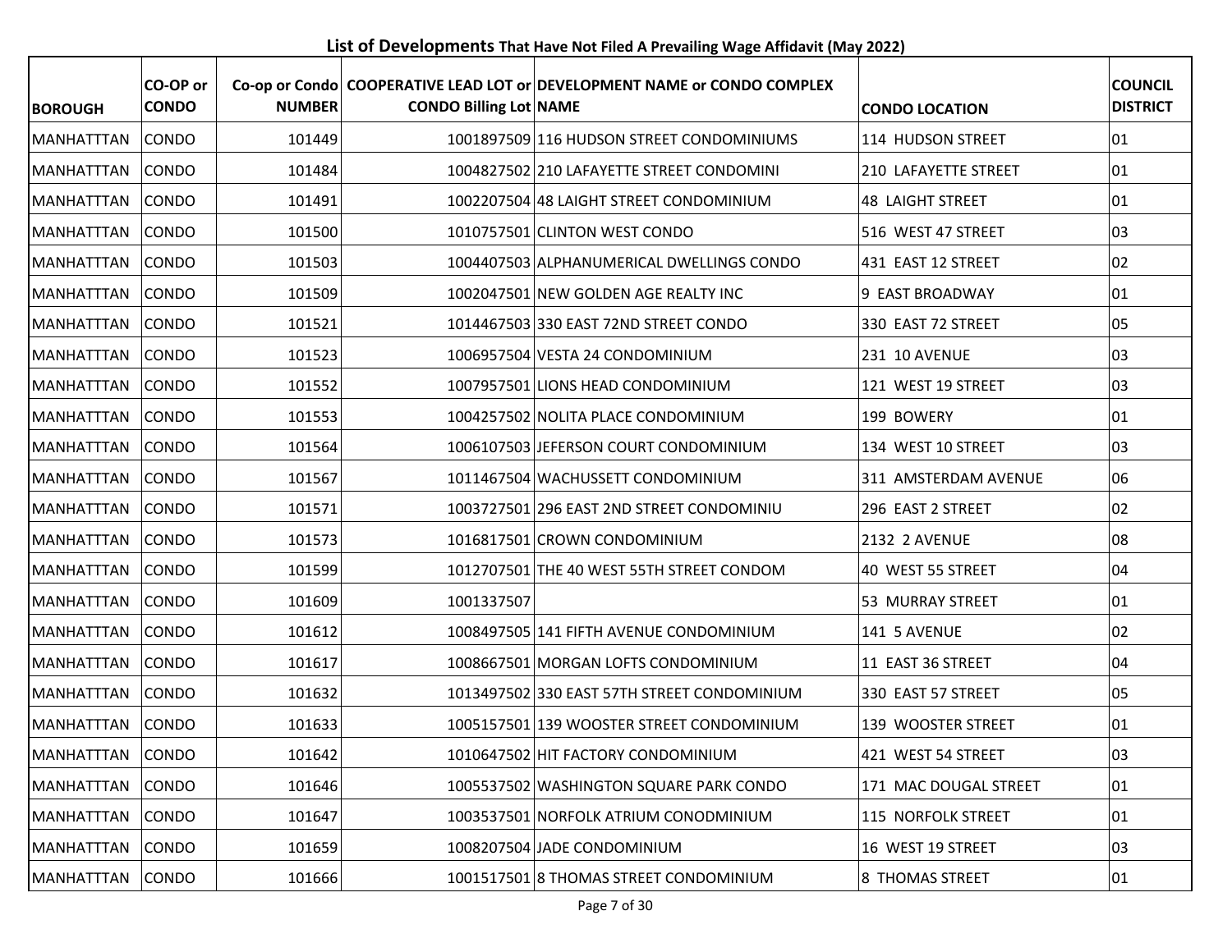**List of Developments That Have Not Filed A Prevailing Wage Affidavit (May 2022)**

| BOROUGH | CO-OP or CONDO | Co-op or Condo NUMBER | COOPERATIVE LEAD LOT or CONDO Billing Lot | DEVELOPMENT NAME or CONDO COMPLEX NAME | CONDO LOCATION | COUNCIL DISTRICT |
|---|---|---|---|---|---|---|
| MANHATTTAN | CONDO | 101449 | 1001897509 | 116 HUDSON STREET CONDOMINIUMS | 114 HUDSON STREET | 01 |
| MANHATTTAN | CONDO | 101484 | 1004827502 | 210 LAFAYETTE STREET CONDOMINI | 210 LAFAYETTE STREET | 01 |
| MANHATTTAN | CONDO | 101491 | 1002207504 | 48 LAIGHT STREET CONDOMINIUM | 48 LAIGHT STREET | 01 |
| MANHATTTAN | CONDO | 101500 | 1010757501 | CLINTON WEST CONDO | 516 WEST 47 STREET | 03 |
| MANHATTTAN | CONDO | 101503 | 1004407503 | ALPHANUMERICAL DWELLINGS CONDO | 431 EAST 12 STREET | 02 |
| MANHATTTAN | CONDO | 101509 | 1002047501 | NEW GOLDEN AGE REALTY INC | 9 EAST BROADWAY | 01 |
| MANHATTTAN | CONDO | 101521 | 1014467503 | 330 EAST 72ND STREET CONDO | 330 EAST 72 STREET | 05 |
| MANHATTTAN | CONDO | 101523 | 1006957504 | VESTA 24 CONDOMINIUM | 231 10 AVENUE | 03 |
| MANHATTTAN | CONDO | 101552 | 1007957501 | LIONS HEAD CONDOMINIUM | 121 WEST 19 STREET | 03 |
| MANHATTTAN | CONDO | 101553 | 1004257502 | NOLITA PLACE CONDOMINIUM | 199 BOWERY | 01 |
| MANHATTTAN | CONDO | 101564 | 1006107503 | JEFERSON COURT CONDOMINIUM | 134 WEST 10 STREET | 03 |
| MANHATTTAN | CONDO | 101567 | 1011467504 | WACHUSSETT CONDOMINIUM | 311 AMSTERDAM AVENUE | 06 |
| MANHATTTAN | CONDO | 101571 | 1003727501 | 296 EAST 2ND STREET CONDOMINIU | 296 EAST 2 STREET | 02 |
| MANHATTTAN | CONDO | 101573 | 1016817501 | CROWN CONDOMINIUM | 2132 2 AVENUE | 08 |
| MANHATTTAN | CONDO | 101599 | 1012707501 | THE 40 WEST 55TH STREET CONDOM | 40 WEST 55 STREET | 04 |
| MANHATTTAN | CONDO | 101609 | 1001337507 | | 53 MURRAY STREET | 01 |
| MANHATTTAN | CONDO | 101612 | 1008497505 | 141 FIFTH AVENUE CONDOMINIUM | 141 5 AVENUE | 02 |
| MANHATTTAN | CONDO | 101617 | 1008667501 | MORGAN LOFTS CONDOMINIUM | 11 EAST 36 STREET | 04 |
| MANHATTTAN | CONDO | 101632 | 1013497502 | 330 EAST 57TH STREET CONDOMINIUM | 330 EAST 57 STREET | 05 |
| MANHATTTAN | CONDO | 101633 | 1005157501 | 139 WOOSTER STREET CONDOMINIUM | 139 WOOSTER STREET | 01 |
| MANHATTTAN | CONDO | 101642 | 1010647502 | HIT FACTORY CONDOMINIUM | 421 WEST 54 STREET | 03 |
| MANHATTTAN | CONDO | 101646 | 1005537502 | WASHINGTON SQUARE PARK CONDO | 171 MAC DOUGAL STREET | 01 |
| MANHATTTAN | CONDO | 101647 | 1003537501 | NORFOLK ATRIUM CONODMINIUM | 115 NORFOLK STREET | 01 |
| MANHATTTAN | CONDO | 101659 | 1008207504 | JADE CONDOMINIUM | 16 WEST 19 STREET | 03 |
| MANHATTTAN | CONDO | 101666 | 1001517501 | 8 THOMAS STREET CONDOMINIUM | 8 THOMAS STREET | 01 |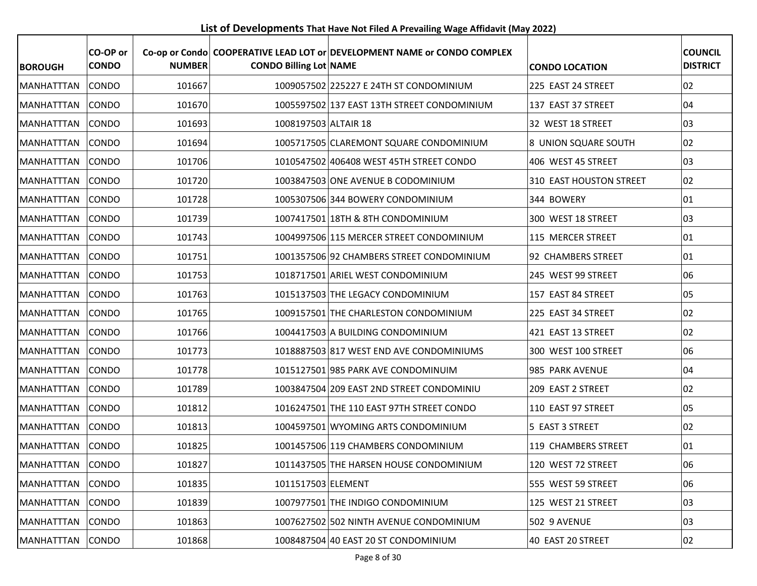**List of Developments** That Have Not Filed A Prevailing Wage Affidavit (May 2022)

| BOROUGH | CO-OP or CONDO | Co-op or Condo NUMBER | COOPERATIVE LEAD LOT or CONDO Billing Lot | DEVELOPMENT NAME or CONDO COMPLEX NAME | CONDO LOCATION | COUNCIL DISTRICT |
|---|---|---|---|---|---|---|
| MANHATTTAN | CONDO | 101667 | 1009057502 | 225227 E 24TH ST CONDOMINIUM | 225 EAST 24 STREET | 02 |
| MANHATTTAN | CONDO | 101670 | 1005597502 | 137 EAST 13TH STREET CONDOMINIUM | 137 EAST 37 STREET | 04 |
| MANHATTTAN | CONDO | 101693 | 1008197503 | ALTAIR 18 | 32 WEST 18 STREET | 03 |
| MANHATTTAN | CONDO | 101694 | 1005717505 | CLAREMONT SQUARE CONDOMINIUM | 8 UNION SQUARE SOUTH | 02 |
| MANHATTTAN | CONDO | 101706 | 1010547502 | 406408 WEST 45TH STREET CONDO | 406 WEST 45 STREET | 03 |
| MANHATTTAN | CONDO | 101720 | 1003847503 | ONE AVENUE B CODOMINIUM | 310 EAST HOUSTON STREET | 02 |
| MANHATTTAN | CONDO | 101728 | 1005307506 | 344 BOWERY CONDOMINIUM | 344 BOWERY | 01 |
| MANHATTTAN | CONDO | 101739 | 1007417501 | 18TH & 8TH CONDOMINIUM | 300 WEST 18 STREET | 03 |
| MANHATTTAN | CONDO | 101743 | 1004997506 | 115 MERCER STREET CONDOMINIUM | 115 MERCER STREET | 01 |
| MANHATTTAN | CONDO | 101751 | 1001357506 | 92 CHAMBERS STREET CONDOMINIUM | 92 CHAMBERS STREET | 01 |
| MANHATTTAN | CONDO | 101753 | 1018717501 | ARIEL WEST CONDOMINIUM | 245 WEST 99 STREET | 06 |
| MANHATTTAN | CONDO | 101763 | 1015137503 | THE LEGACY CONDOMINIUM | 157 EAST 84 STREET | 05 |
| MANHATTTAN | CONDO | 101765 | 1009157501 | THE CHARLESTON CONDOMINIUM | 225 EAST 34 STREET | 02 |
| MANHATTTAN | CONDO | 101766 | 1004417503 | A BUILDING CONDOMINIUM | 421 EAST 13 STREET | 02 |
| MANHATTTAN | CONDO | 101773 | 1018887503 | 817 WEST END AVE CONDOMINIUMS | 300 WEST 100 STREET | 06 |
| MANHATTTAN | CONDO | 101778 | 1015127501 | 985 PARK AVE CONDOMINUIM | 985 PARK AVENUE | 04 |
| MANHATTTAN | CONDO | 101789 | 1003847504 | 209 EAST 2ND STREET CONDOMINIU | 209 EAST 2 STREET | 02 |
| MANHATTTAN | CONDO | 101812 | 1016247501 | THE 110 EAST 97TH STREET CONDO | 110 EAST 97 STREET | 05 |
| MANHATTTAN | CONDO | 101813 | 1004597501 | WYOMING ARTS CONDOMINIUM | 5 EAST 3 STREET | 02 |
| MANHATTTAN | CONDO | 101825 | 1001457506 | 119 CHAMBERS CONDOMINIUM | 119 CHAMBERS STREET | 01 |
| MANHATTTAN | CONDO | 101827 | 1011437505 | THE HARSEN HOUSE CONDOMINIUM | 120 WEST 72 STREET | 06 |
| MANHATTTAN | CONDO | 101835 | 1011517503 | ELEMENT | 555 WEST 59 STREET | 06 |
| MANHATTTAN | CONDO | 101839 | 1007977501 | THE INDIGO CONDOMINIUM | 125 WEST 21 STREET | 03 |
| MANHATTTAN | CONDO | 101863 | 1007627502 | 502 NINTH AVENUE CONDOMINIUM | 502 9 AVENUE | 03 |
| MANHATTTAN | CONDO | 101868 | 1008487504 | 40 EAST 20 ST CONDOMINIUM | 40 EAST 20 STREET | 02 |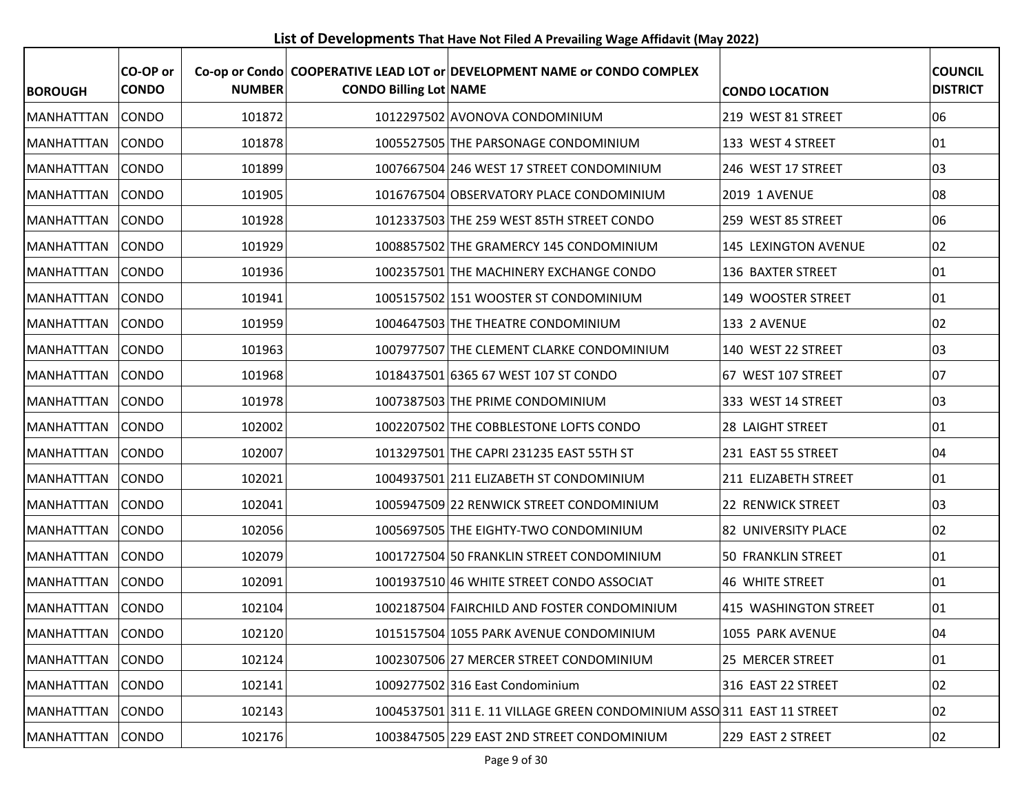## List of Developments That Have Not Filed A Prevailing Wage Affidavit (May 2022)

| BOROUGH | CO-OP or CONDO | Co-op or Condo NUMBER | COOPERATIVE LEAD LOT or CONDO Billing Lot | DEVELOPMENT NAME or CONDO COMPLEX NAME | CONDO LOCATION | COUNCIL DISTRICT |
|---|---|---|---|---|---|---|
| MANHATTTAN | CONDO | 101872 | 1012297502 | AVONOVA CONDOMINIUM | 219 WEST 81 STREET | 06 |
| MANHATTTAN | CONDO | 101878 | 1005527505 | THE PARSONAGE CONDOMINIUM | 133 WEST 4 STREET | 01 |
| MANHATTTAN | CONDO | 101899 | 1007667504 | 246 WEST 17 STREET CONDOMINIUM | 246 WEST 17 STREET | 03 |
| MANHATTTAN | CONDO | 101905 | 1016767504 | OBSERVATORY PLACE CONDOMINIUM | 2019 1 AVENUE | 08 |
| MANHATTTAN | CONDO | 101928 | 1012337503 | THE 259 WEST 85TH STREET CONDO | 259 WEST 85 STREET | 06 |
| MANHATTTAN | CONDO | 101929 | 1008857502 | THE GRAMERCY 145 CONDOMINIUM | 145 LEXINGTON AVENUE | 02 |
| MANHATTTAN | CONDO | 101936 | 1002357501 | THE MACHINERY EXCHANGE CONDO | 136 BAXTER STREET | 01 |
| MANHATTTAN | CONDO | 101941 | 1005157502 | 151 WOOSTER ST CONDOMINIUM | 149 WOOSTER STREET | 01 |
| MANHATTTAN | CONDO | 101959 | 1004647503 | THE THEATRE CONDOMINIUM | 133 2 AVENUE | 02 |
| MANHATTTAN | CONDO | 101963 | 1007977507 | THE CLEMENT CLARKE CONDOMINIUM | 140 WEST 22 STREET | 03 |
| MANHATTTAN | CONDO | 101968 | 1018437501 | 6365 67 WEST 107 ST CONDO | 67 WEST 107 STREET | 07 |
| MANHATTTAN | CONDO | 101978 | 1007387503 | THE PRIME CONDOMINIUM | 333 WEST 14 STREET | 03 |
| MANHATTTAN | CONDO | 102002 | 1002207502 | THE COBBLESTONE LOFTS CONDO | 28 LAIGHT STREET | 01 |
| MANHATTTAN | CONDO | 102007 | 1013297501 | THE CAPRI 231235 EAST 55TH ST | 231 EAST 55 STREET | 04 |
| MANHATTTAN | CONDO | 102021 | 1004937501 | 211 ELIZABETH ST CONDOMINIUM | 211 ELIZABETH STREET | 01 |
| MANHATTTAN | CONDO | 102041 | 1005947509 | 22 RENWICK STREET CONDOMINIUM | 22 RENWICK STREET | 03 |
| MANHATTTAN | CONDO | 102056 | 1005697505 | THE EIGHTY-TWO CONDOMINIUM | 82 UNIVERSITY PLACE | 02 |
| MANHATTTAN | CONDO | 102079 | 1001727504 | 50 FRANKLIN STREET CONDOMINIUM | 50 FRANKLIN STREET | 01 |
| MANHATTTAN | CONDO | 102091 | 1001937510 | 46 WHITE STREET CONDO ASSOCIAT | 46 WHITE STREET | 01 |
| MANHATTTAN | CONDO | 102104 | 1002187504 | FAIRCHILD AND FOSTER CONDOMINIUM | 415 WASHINGTON STREET | 01 |
| MANHATTTAN | CONDO | 102120 | 1015157504 | 1055 PARK AVENUE CONDOMINIUM | 1055 PARK AVENUE | 04 |
| MANHATTTAN | CONDO | 102124 | 1002307506 | 27 MERCER STREET CONDOMINIUM | 25 MERCER STREET | 01 |
| MANHATTTAN | CONDO | 102141 | 1009277502 | 316 East Condominium | 316 EAST 22 STREET | 02 |
| MANHATTTAN | CONDO | 102143 | 1004537501 | 311 E. 11 VILLAGE GREEN CONDOMINIUM ASSO | 311 EAST 11 STREET | 02 |
| MANHATTTAN | CONDO | 102176 | 1003847505 | 229 EAST 2ND STREET CONDOMINIUM | 229 EAST 2 STREET | 02 |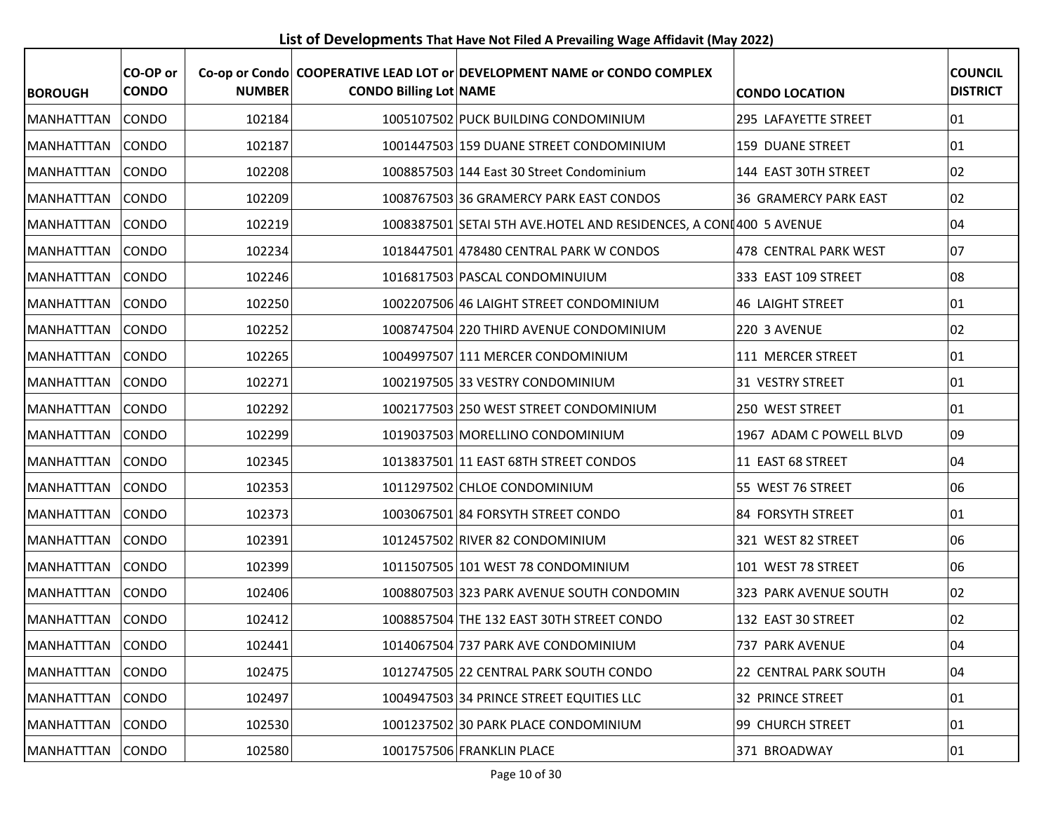## List of Developments That Have Not Filed A Prevailing Wage Affidavit (May 2022)

| BOROUGH | CO-OP or CONDO | Co-op or Condo NUMBER | COOPERATIVE LEAD LOT or CONDO Billing Lot | DEVELOPMENT NAME or CONDO COMPLEX NAME | CONDO LOCATION | COUNCIL DISTRICT |
|---|---|---|---|---|---|---|
| MANHATTTAN | CONDO | 102184 | 1005107502 | PUCK BUILDING CONDOMINIUM | 295 LAFAYETTE STREET | 01 |
| MANHATTTAN | CONDO | 102187 | 1001447503 | 159 DUANE STREET CONDOMINIUM | 159 DUANE STREET | 01 |
| MANHATTTAN | CONDO | 102208 | 1008857503 | 144 East 30 Street Condominium | 144 EAST 30TH STREET | 02 |
| MANHATTTAN | CONDO | 102209 | 1008767503 | 36 GRAMERCY PARK EAST CONDOS | 36 GRAMERCY PARK EAST | 02 |
| MANHATTTAN | CONDO | 102219 | 1008387501 | SETAI 5TH AVE.HOTEL AND RESIDENCES, A CONI | 400 5 AVENUE | 04 |
| MANHATTTAN | CONDO | 102234 | 1018447501 | 478480 CENTRAL PARK W CONDOS | 478 CENTRAL PARK WEST | 07 |
| MANHATTTAN | CONDO | 102246 | 1016817503 | PASCAL CONDOMINUIUM | 333 EAST 109 STREET | 08 |
| MANHATTTAN | CONDO | 102250 | 1002207506 | 46 LAIGHT STREET CONDOMINIUM | 46 LAIGHT STREET | 01 |
| MANHATTTAN | CONDO | 102252 | 1008747504 | 220 THIRD AVENUE CONDOMINIUM | 220 3 AVENUE | 02 |
| MANHATTTAN | CONDO | 102265 | 1004997507 | 111 MERCER CONDOMINIUM | 111 MERCER STREET | 01 |
| MANHATTTAN | CONDO | 102271 | 1002197505 | 33 VESTRY CONDOMINIUM | 31 VESTRY STREET | 01 |
| MANHATTTAN | CONDO | 102292 | 1002177503 | 250 WEST STREET CONDOMINIUM | 250 WEST STREET | 01 |
| MANHATTTAN | CONDO | 102299 | 1019037503 | MORELLINO CONDOMINIUM | 1967 ADAM C POWELL BLVD | 09 |
| MANHATTTAN | CONDO | 102345 | 1013837501 | 11 EAST 68TH STREET CONDOS | 11 EAST 68 STREET | 04 |
| MANHATTTAN | CONDO | 102353 | 1011297502 | CHLOE CONDOMINIUM | 55 WEST 76 STREET | 06 |
| MANHATTTAN | CONDO | 102373 | 1003067501 | 84 FORSYTH STREET CONDO | 84 FORSYTH STREET | 01 |
| MANHATTTAN | CONDO | 102391 | 1012457502 | RIVER 82 CONDOMINIUM | 321 WEST 82 STREET | 06 |
| MANHATTTAN | CONDO | 102399 | 1011507505 | 101 WEST 78 CONDOMINIUM | 101 WEST 78 STREET | 06 |
| MANHATTTAN | CONDO | 102406 | 1008807503 | 323 PARK AVENUE SOUTH CONDOMIN | 323 PARK AVENUE SOUTH | 02 |
| MANHATTTAN | CONDO | 102412 | 1008857504 | THE 132 EAST 30TH STREET CONDO | 132 EAST 30 STREET | 02 |
| MANHATTTAN | CONDO | 102441 | 1014067504 | 737 PARK AVE CONDOMINIUM | 737 PARK AVENUE | 04 |
| MANHATTTAN | CONDO | 102475 | 1012747505 | 22 CENTRAL PARK SOUTH CONDO | 22 CENTRAL PARK SOUTH | 04 |
| MANHATTTAN | CONDO | 102497 | 1004947503 | 34 PRINCE STREET EQUITIES LLC | 32 PRINCE STREET | 01 |
| MANHATTTAN | CONDO | 102530 | 1001237502 | 30 PARK PLACE CONDOMINIUM | 99 CHURCH STREET | 01 |
| MANHATTTAN | CONDO | 102580 | 1001757506 | FRANKLIN PLACE | 371 BROADWAY | 01 |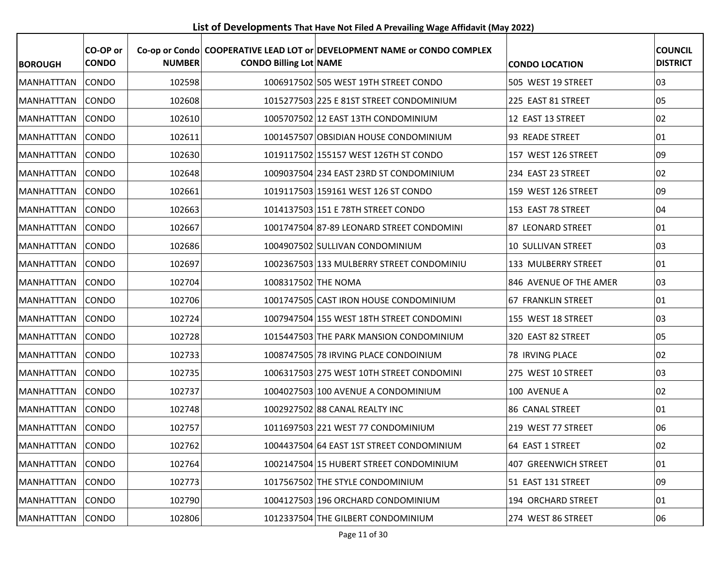## List of Developments That Have Not Filed A Prevailing Wage Affidavit (May 2022)

| BOROUGH | CO-OP or CONDO | Co-op or Condo NUMBER | COOPERATIVE LEAD LOT or CONDO Billing Lot | DEVELOPMENT NAME or CONDO COMPLEX NAME | CONDO LOCATION | COUNCIL DISTRICT |
|---|---|---|---|---|---|---|
| MANHATTTAN | CONDO | 102598 | 1006917502 | 505 WEST 19TH STREET CONDO | 505 WEST 19 STREET | 03 |
| MANHATTTAN | CONDO | 102608 | 1015277503 | 225 E 81ST STREET CONDOMINIUM | 225 EAST 81 STREET | 05 |
| MANHATTTAN | CONDO | 102610 | 1005707502 | 12 EAST 13TH CONDOMINIUM | 12 EAST 13 STREET | 02 |
| MANHATTTAN | CONDO | 102611 | 1001457507 | OBSIDIAN HOUSE CONDOMINIUM | 93 READE STREET | 01 |
| MANHATTTAN | CONDO | 102630 | 1019117502 | 155157 WEST 126TH ST CONDO | 157 WEST 126 STREET | 09 |
| MANHATTTAN | CONDO | 102648 | 1009037504 | 234 EAST 23RD ST CONDOMINIUM | 234 EAST 23 STREET | 02 |
| MANHATTTAN | CONDO | 102661 | 1019117503 | 159161 WEST 126 ST CONDO | 159 WEST 126 STREET | 09 |
| MANHATTTAN | CONDO | 102663 | 1014137503 | 151 E 78TH STREET CONDO | 153 EAST 78 STREET | 04 |
| MANHATTTAN | CONDO | 102667 | 1001747504 | 87-89 LEONARD STREET CONDOMINI | 87 LEONARD STREET | 01 |
| MANHATTTAN | CONDO | 102686 | 1004907502 | SULLIVAN CONDOMINIUM | 10 SULLIVAN STREET | 03 |
| MANHATTTAN | CONDO | 102697 | 1002367503 | 133 MULBERRY STREET CONDOMINIU | 133 MULBERRY STREET | 01 |
| MANHATTTAN | CONDO | 102704 | 1008317502 | THE NOMA | 846 AVENUE OF THE AMER | 03 |
| MANHATTTAN | CONDO | 102706 | 1001747505 | CAST IRON HOUSE CONDOMINIUM | 67 FRANKLIN STREET | 01 |
| MANHATTTAN | CONDO | 102724 | 1007947504 | 155 WEST 18TH STREET CONDOMINI | 155 WEST 18 STREET | 03 |
| MANHATTTAN | CONDO | 102728 | 1015447503 | THE PARK MANSION CONDOMINIUM | 320 EAST 82 STREET | 05 |
| MANHATTTAN | CONDO | 102733 | 1008747505 | 78 IRVING PLACE CONDOINIUM | 78 IRVING PLACE | 02 |
| MANHATTTAN | CONDO | 102735 | 1006317503 | 275 WEST 10TH STREET CONDOMINI | 275 WEST 10 STREET | 03 |
| MANHATTTAN | CONDO | 102737 | 1004027503 | 100 AVENUE A CONDOMINIUM | 100 AVENUE A | 02 |
| MANHATTTAN | CONDO | 102748 | 1002927502 | 88 CANAL REALTY INC | 86 CANAL STREET | 01 |
| MANHATTTAN | CONDO | 102757 | 1011697503 | 221 WEST 77 CONDOMINIUM | 219 WEST 77 STREET | 06 |
| MANHATTTAN | CONDO | 102762 | 1004437504 | 64 EAST 1ST STREET CONDOMINIUM | 64 EAST 1 STREET | 02 |
| MANHATTTAN | CONDO | 102764 | 1002147504 | 15 HUBERT STREET CONDOMINIUM | 407 GREENWICH STREET | 01 |
| MANHATTTAN | CONDO | 102773 | 1017567502 | THE STYLE CONDOMINIUM | 51 EAST 131 STREET | 09 |
| MANHATTTAN | CONDO | 102790 | 1004127503 | 196 ORCHARD CONDOMINIUM | 194 ORCHARD STREET | 01 |
| MANHATTTAN | CONDO | 102806 | 1012337504 | THE GILBERT CONDOMINIUM | 274 WEST 86 STREET | 06 |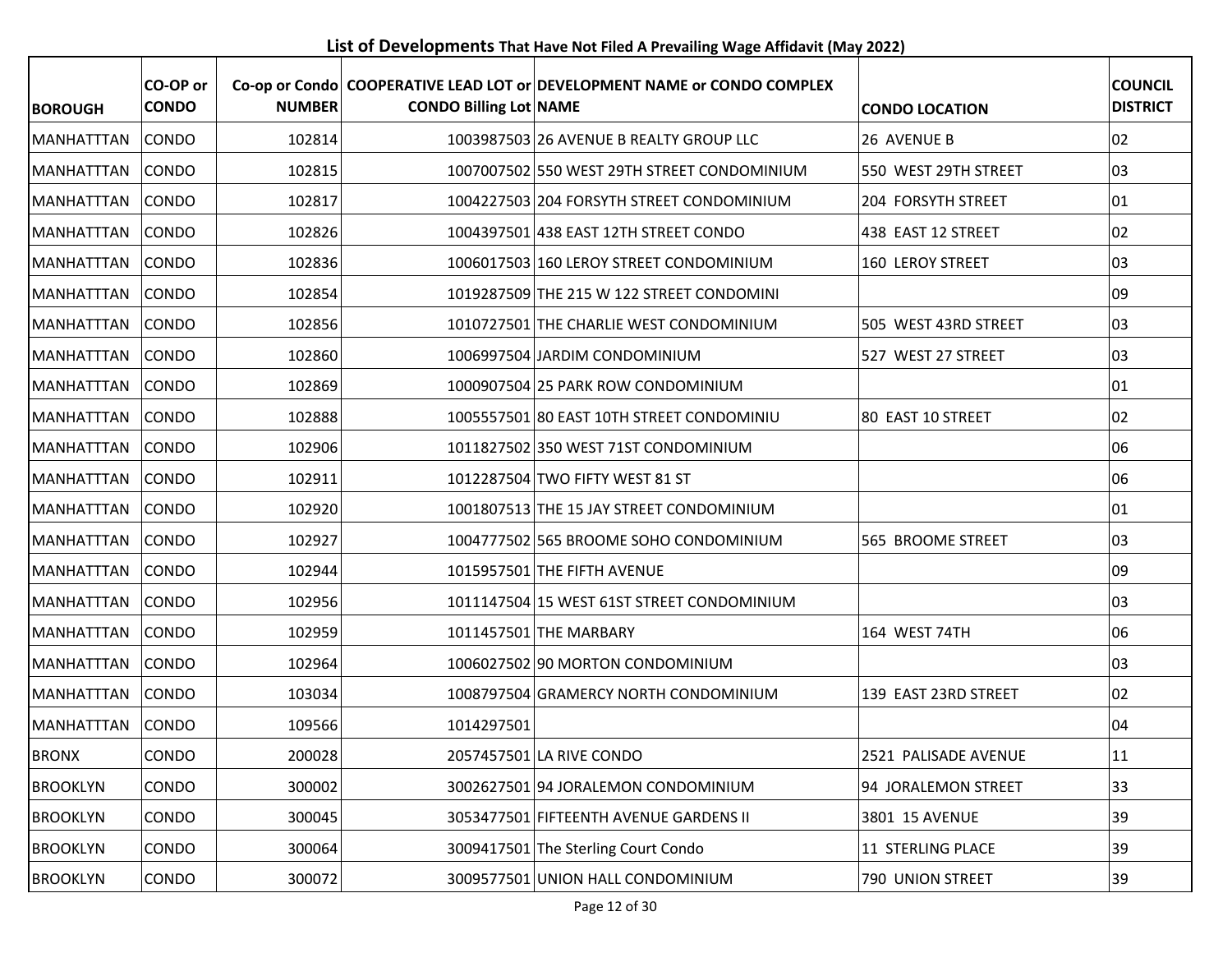## List of Developments That Have Not Filed A Prevailing Wage Affidavit (May 2022)

| BOROUGH | CO-OP or CONDO | Co-op or Condo NUMBER | COOPERATIVE LEAD LOT or CONDO Billing Lot | DEVELOPMENT NAME or CONDO COMPLEX NAME | CONDO LOCATION | COUNCIL DISTRICT |
|---|---|---|---|---|---|---|
| MANHATTTAN | CONDO | 102814 | 1003987503 | 26 AVENUE B REALTY GROUP LLC | 26 AVENUE B | 02 |
| MANHATTTAN | CONDO | 102815 | 1007007502 | 550 WEST 29TH STREET CONDOMINIUM | 550 WEST 29TH STREET | 03 |
| MANHATTTAN | CONDO | 102817 | 1004227503 | 204 FORSYTH STREET CONDOMINIUM | 204 FORSYTH STREET | 01 |
| MANHATTTAN | CONDO | 102826 | 1004397501 | 438 EAST 12TH STREET CONDO | 438 EAST 12 STREET | 02 |
| MANHATTTAN | CONDO | 102836 | 1006017503 | 160 LEROY STREET CONDOMINIUM | 160 LEROY STREET | 03 |
| MANHATTTAN | CONDO | 102854 | 1019287509 | THE 215 W 122 STREET CONDOMINI | | 09 |
| MANHATTTAN | CONDO | 102856 | 1010727501 | THE CHARLIE WEST CONDOMINIUM | 505 WEST 43RD STREET | 03 |
| MANHATTTAN | CONDO | 102860 | 1006997504 | JARDIM CONDOMINIUM | 527 WEST 27 STREET | 03 |
| MANHATTTAN | CONDO | 102869 | 1000907504 | 25 PARK ROW CONDOMINIUM | | 01 |
| MANHATTTAN | CONDO | 102888 | 1005557501 | 80 EAST 10TH STREET CONDOMINIU | 80 EAST 10 STREET | 02 |
| MANHATTTAN | CONDO | 102906 | 1011827502 | 350 WEST 71ST CONDOMINIUM | | 06 |
| MANHATTTAN | CONDO | 102911 | 1012287504 | TWO FIFTY WEST 81 ST | | 06 |
| MANHATTTAN | CONDO | 102920 | 1001807513 | THE 15 JAY STREET CONDOMINIUM | | 01 |
| MANHATTTAN | CONDO | 102927 | 1004777502 | 565 BROOME SOHO CONDOMINIUM | 565 BROOME STREET | 03 |
| MANHATTTAN | CONDO | 102944 | 1015957501 | THE FIFTH AVENUE | | 09 |
| MANHATTTAN | CONDO | 102956 | 1011147504 | 15 WEST 61ST STREET CONDOMINIUM | | 03 |
| MANHATTTAN | CONDO | 102959 | 1011457501 | THE MARBARY | 164 WEST 74TH | 06 |
| MANHATTTAN | CONDO | 102964 | 1006027502 | 90 MORTON CONDOMINIUM | | 03 |
| MANHATTTAN | CONDO | 103034 | 1008797504 | GRAMERCY NORTH CONDOMINIUM | 139 EAST 23RD STREET | 02 |
| MANHATTTAN | CONDO | 109566 | 1014297501 | | | 04 |
| BRONX | CONDO | 200028 | 2057457501 | LA RIVE CONDO | 2521 PALISADE AVENUE | 11 |
| BROOKLYN | CONDO | 300002 | 3002627501 | 94 JORALEMON CONDOMINIUM | 94 JORALEMON STREET | 33 |
| BROOKLYN | CONDO | 300045 | 3053477501 | FIFTEENTH AVENUE GARDENS II | 3801 15 AVENUE | 39 |
| BROOKLYN | CONDO | 300064 | 3009417501 | The Sterling Court Condo | 11 STERLING PLACE | 39 |
| BROOKLYN | CONDO | 300072 | 3009577501 | UNION HALL CONDOMINIUM | 790 UNION STREET | 39 |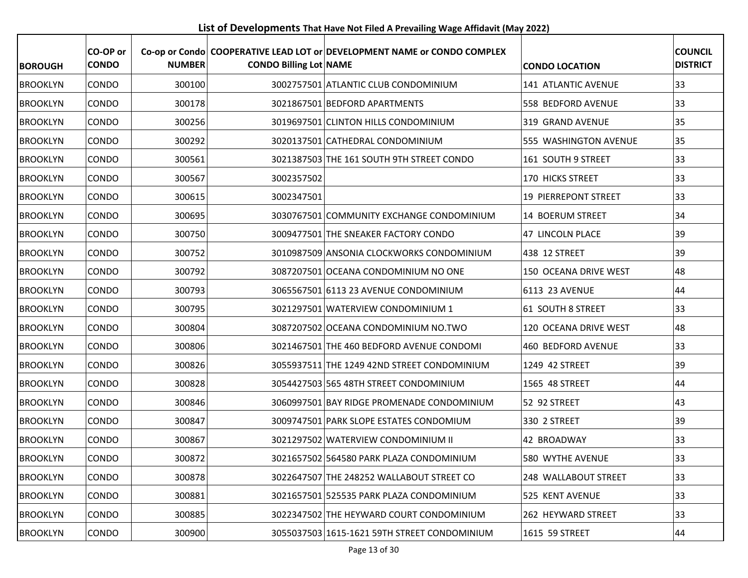## List of Developments That Have Not Filed A Prevailing Wage Affidavit (May 2022)

| BOROUGH | CO-OP or CONDO | Co-op or Condo NUMBER | COOPERATIVE LEAD LOT or CONDO Billing Lot | DEVELOPMENT NAME or CONDO COMPLEX NAME | CONDO LOCATION | COUNCIL DISTRICT |
|---|---|---|---|---|---|---|
| BROOKLYN | CONDO | 300100 | 3002757501 | ATLANTIC CLUB CONDOMINIUM | 141 ATLANTIC AVENUE | 33 |
| BROOKLYN | CONDO | 300178 | 3021867501 | BEDFORD APARTMENTS | 558 BEDFORD AVENUE | 33 |
| BROOKLYN | CONDO | 300256 | 3019697501 | CLINTON HILLS CONDOMINIUM | 319 GRAND AVENUE | 35 |
| BROOKLYN | CONDO | 300292 | 3020137501 | CATHEDRAL CONDOMINIUM | 555 WASHINGTON AVENUE | 35 |
| BROOKLYN | CONDO | 300561 | 3021387503 | THE 161 SOUTH 9TH STREET CONDO | 161 SOUTH 9 STREET | 33 |
| BROOKLYN | CONDO | 300567 | 3002357502 | | 170 HICKS STREET | 33 |
| BROOKLYN | CONDO | 300615 | 3002347501 | | 19 PIERREPONT STREET | 33 |
| BROOKLYN | CONDO | 300695 | 3030767501 | COMMUNITY EXCHANGE CONDOMINIUM | 14 BOERUM STREET | 34 |
| BROOKLYN | CONDO | 300750 | 3009477501 | THE SNEAKER FACTORY CONDO | 47 LINCOLN PLACE | 39 |
| BROOKLYN | CONDO | 300752 | 3010987509 | ANSONIA CLOCKWORKS CONDOMINIUM | 438 12 STREET | 39 |
| BROOKLYN | CONDO | 300792 | 3087207501 | OCEANA CONDOMINIUM NO ONE | 150 OCEANA DRIVE WEST | 48 |
| BROOKLYN | CONDO | 300793 | 3065567501 | 6113 23 AVENUE CONDOMINIUM | 6113 23 AVENUE | 44 |
| BROOKLYN | CONDO | 300795 | 3021297501 | WATERVIEW CONDOMINIUM 1 | 61 SOUTH 8 STREET | 33 |
| BROOKLYN | CONDO | 300804 | 3087207502 | OCEANA CONDOMINIUM NO.TWO | 120 OCEANA DRIVE WEST | 48 |
| BROOKLYN | CONDO | 300806 | 3021467501 | THE 460 BEDFORD AVENUE CONDOMI | 460 BEDFORD AVENUE | 33 |
| BROOKLYN | CONDO | 300826 | 3055937511 | THE 1249 42ND STREET CONDOMINIUM | 1249 42 STREET | 39 |
| BROOKLYN | CONDO | 300828 | 3054427503 | 565 48TH STREET CONDOMINIUM | 1565 48 STREET | 44 |
| BROOKLYN | CONDO | 300846 | 3060997501 | BAY RIDGE PROMENADE CONDOMINIUM | 52 92 STREET | 43 |
| BROOKLYN | CONDO | 300847 | 3009747501 | PARK SLOPE ESTATES CONDOMIUM | 330 2 STREET | 39 |
| BROOKLYN | CONDO | 300867 | 3021297502 | WATERVIEW CONDOMINIUM II | 42 BROADWAY | 33 |
| BROOKLYN | CONDO | 300872 | 3021657502 | 564580 PARK PLAZA CONDOMINIUM | 580 WYTHE AVENUE | 33 |
| BROOKLYN | CONDO | 300878 | 3022647507 | THE 248252 WALLABOUT STREET CO | 248 WALLABOUT STREET | 33 |
| BROOKLYN | CONDO | 300881 | 3021657501 | 525535 PARK PLAZA CONDOMINIUM | 525 KENT AVENUE | 33 |
| BROOKLYN | CONDO | 300885 | 3022347502 | THE HEYWARD COURT CONDOMINIUM | 262 HEYWARD STREET | 33 |
| BROOKLYN | CONDO | 300900 | 3055037503 | 1615-1621 59TH STREET CONDOMINIUM | 1615 59 STREET | 44 |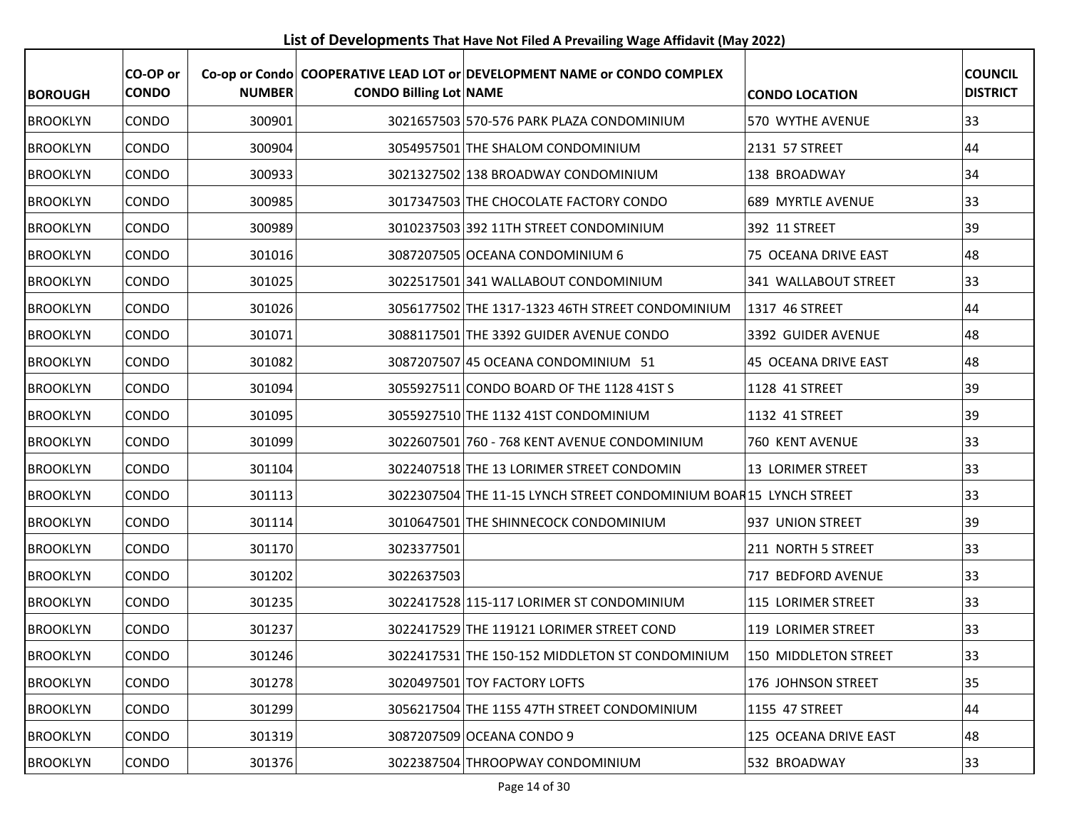**List of Developments** That Have Not Filed A Prevailing Wage Affidavit (May 2022)

| BOROUGH | CO-OP or CONDO | Co-op or Condo NUMBER | COOPERATIVE LEAD LOT or CONDO Billing Lot | DEVELOPMENT NAME or CONDO COMPLEX NAME | CONDO LOCATION | COUNCIL DISTRICT |
|---|---|---|---|---|---|---|
| BROOKLYN | CONDO | 300901 | 3021657503 | 570-576 PARK PLAZA CONDOMINIUM | 570 WYTHE AVENUE | 33 |
| BROOKLYN | CONDO | 300904 | 3054957501 | THE SHALOM CONDOMINIUM | 2131 57 STREET | 44 |
| BROOKLYN | CONDO | 300933 | 3021327502 | 138 BROADWAY CONDOMINIUM | 138 BROADWAY | 34 |
| BROOKLYN | CONDO | 300985 | 3017347503 | THE CHOCOLATE FACTORY CONDO | 689 MYRTLE AVENUE | 33 |
| BROOKLYN | CONDO | 300989 | 3010237503 | 392 11TH STREET CONDOMINIUM | 392 11 STREET | 39 |
| BROOKLYN | CONDO | 301016 | 3087207505 | OCEANA CONDOMINIUM 6 | 75 OCEANA DRIVE EAST | 48 |
| BROOKLYN | CONDO | 301025 | 3022517501 | 341 WALLABOUT CONDOMINIUM | 341 WALLABOUT STREET | 33 |
| BROOKLYN | CONDO | 301026 | 3056177502 | THE 1317-1323 46TH STREET CONDOMINIUM | 1317 46 STREET | 44 |
| BROOKLYN | CONDO | 301071 | 3088117501 | THE 3392 GUIDER AVENUE CONDO | 3392 GUIDER AVENUE | 48 |
| BROOKLYN | CONDO | 301082 | 3087207507 | 45 OCEANA CONDOMINIUM 51 | 45 OCEANA DRIVE EAST | 48 |
| BROOKLYN | CONDO | 301094 | 3055927511 | CONDO BOARD OF THE 1128 41ST S | 1128 41 STREET | 39 |
| BROOKLYN | CONDO | 301095 | 3055927510 | THE 1132 41ST CONDOMINIUM | 1132 41 STREET | 39 |
| BROOKLYN | CONDO | 301099 | 3022607501 | 760 - 768 KENT AVENUE CONDOMINIUM | 760 KENT AVENUE | 33 |
| BROOKLYN | CONDO | 301104 | 3022407518 | THE 13 LORIMER STREET CONDOMIN | 13 LORIMER STREET | 33 |
| BROOKLYN | CONDO | 301113 | 3022307504 | THE 11-15 LYNCH STREET CONDOMINIUM BOAR | 15 LYNCH STREET | 33 |
| BROOKLYN | CONDO | 301114 | 3010647501 | THE SHINNECOCK CONDOMINIUM | 937 UNION STREET | 39 |
| BROOKLYN | CONDO | 301170 | 3023377501 | | 211 NORTH 5 STREET | 33 |
| BROOKLYN | CONDO | 301202 | 3022637503 | | 717 BEDFORD AVENUE | 33 |
| BROOKLYN | CONDO | 301235 | 3022417528 | 115-117 LORIMER ST CONDOMINIUM | 115 LORIMER STREET | 33 |
| BROOKLYN | CONDO | 301237 | 3022417529 | THE 119121 LORIMER STREET COND | 119 LORIMER STREET | 33 |
| BROOKLYN | CONDO | 301246 | 3022417531 | THE 150-152 MIDDLETON ST CONDOMINIUM | 150 MIDDLETON STREET | 33 |
| BROOKLYN | CONDO | 301278 | 3020497501 | TOY FACTORY LOFTS | 176 JOHNSON STREET | 35 |
| BROOKLYN | CONDO | 301299 | 3056217504 | THE 1155 47TH STREET CONDOMINIUM | 1155 47 STREET | 44 |
| BROOKLYN | CONDO | 301319 | 3087207509 | OCEANA CONDO 9 | 125 OCEANA DRIVE EAST | 48 |
| BROOKLYN | CONDO | 301376 | 3022387504 | THROOPWAY CONDOMINIUM | 532 BROADWAY | 33 |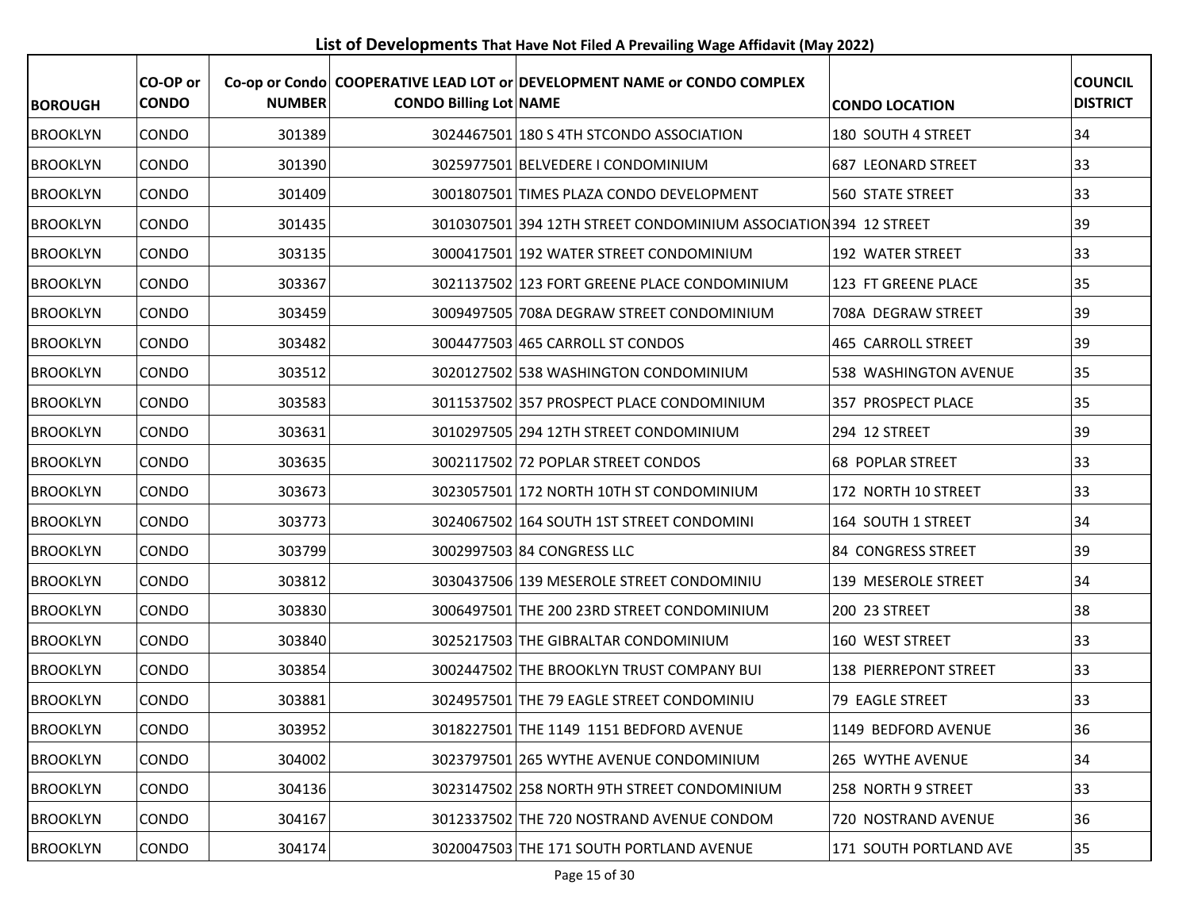**List of Developments That Have Not Filed A Prevailing Wage Affidavit (May 2022)**

| BOROUGH | CO-OP or CONDO | Co-op or Condo NUMBER | COOPERATIVE LEAD LOT or CONDO Billing Lot | DEVELOPMENT NAME or CONDO COMPLEX NAME | CONDO LOCATION | COUNCIL DISTRICT |
|---|---|---|---|---|---|---|
| BROOKLYN | CONDO | 301389 | 3024467501 | 180 S 4TH STCONDO ASSOCIATION | 180 SOUTH 4 STREET | 34 |
| BROOKLYN | CONDO | 301390 | 3025977501 | BELVEDERE I CONDOMINIUM | 687 LEONARD STREET | 33 |
| BROOKLYN | CONDO | 301409 | 3001807501 | TIMES PLAZA CONDO DEVELOPMENT | 560 STATE STREET | 33 |
| BROOKLYN | CONDO | 301435 | 3010307501 | 394 12TH STREET CONDOMINIUM ASSOCIATION | 394 12 STREET | 39 |
| BROOKLYN | CONDO | 303135 | 3000417501 | 192 WATER STREET CONDOMINIUM | 192 WATER STREET | 33 |
| BROOKLYN | CONDO | 303367 | 3021137502 | 123 FORT GREENE PLACE CONDOMINIUM | 123 FT GREENE PLACE | 35 |
| BROOKLYN | CONDO | 303459 | 3009497505 | 708A DEGRAW STREET CONDOMINIUM | 708A DEGRAW STREET | 39 |
| BROOKLYN | CONDO | 303482 | 3004477503 | 465 CARROLL ST CONDOS | 465 CARROLL STREET | 39 |
| BROOKLYN | CONDO | 303512 | 3020127502 | 538 WASHINGTON CONDOMINIUM | 538 WASHINGTON AVENUE | 35 |
| BROOKLYN | CONDO | 303583 | 3011537502 | 357 PROSPECT PLACE CONDOMINIUM | 357 PROSPECT PLACE | 35 |
| BROOKLYN | CONDO | 303631 | 3010297505 | 294 12TH STREET CONDOMINIUM | 294 12 STREET | 39 |
| BROOKLYN | CONDO | 303635 | 3002117502 | 72 POPLAR STREET CONDOS | 68 POPLAR STREET | 33 |
| BROOKLYN | CONDO | 303673 | 3023057501 | 172 NORTH 10TH ST CONDOMINIUM | 172 NORTH 10 STREET | 33 |
| BROOKLYN | CONDO | 303773 | 3024067502 | 164 SOUTH 1ST STREET CONDOMINI | 164 SOUTH 1 STREET | 34 |
| BROOKLYN | CONDO | 303799 | 3002997503 | 84 CONGRESS LLC | 84 CONGRESS STREET | 39 |
| BROOKLYN | CONDO | 303812 | 3030437506 | 139 MESEROLE STREET CONDOMINIU | 139 MESEROLE STREET | 34 |
| BROOKLYN | CONDO | 303830 | 3006497501 | THE 200 23RD STREET CONDOMINIUM | 200 23 STREET | 38 |
| BROOKLYN | CONDO | 303840 | 3025217503 | THE GIBRALTAR CONDOMINIUM | 160 WEST STREET | 33 |
| BROOKLYN | CONDO | 303854 | 3002447502 | THE BROOKLYN TRUST COMPANY BUI | 138 PIERREPONT STREET | 33 |
| BROOKLYN | CONDO | 303881 | 3024957501 | THE 79 EAGLE STREET CONDOMINIU | 79 EAGLE STREET | 33 |
| BROOKLYN | CONDO | 303952 | 3018227501 | THE 1149 1151 BEDFORD AVENUE | 1149 BEDFORD AVENUE | 36 |
| BROOKLYN | CONDO | 304002 | 3023797501 | 265 WYTHE AVENUE CONDOMINIUM | 265 WYTHE AVENUE | 34 |
| BROOKLYN | CONDO | 304136 | 3023147502 | 258 NORTH 9TH STREET CONDOMINIUM | 258 NORTH 9 STREET | 33 |
| BROOKLYN | CONDO | 304167 | 3012337502 | THE 720 NOSTRAND AVENUE CONDOM | 720 NOSTRAND AVENUE | 36 |
| BROOKLYN | CONDO | 304174 | 3020047503 | THE 171 SOUTH PORTLAND AVENUE | 171 SOUTH PORTLAND AVE | 35 |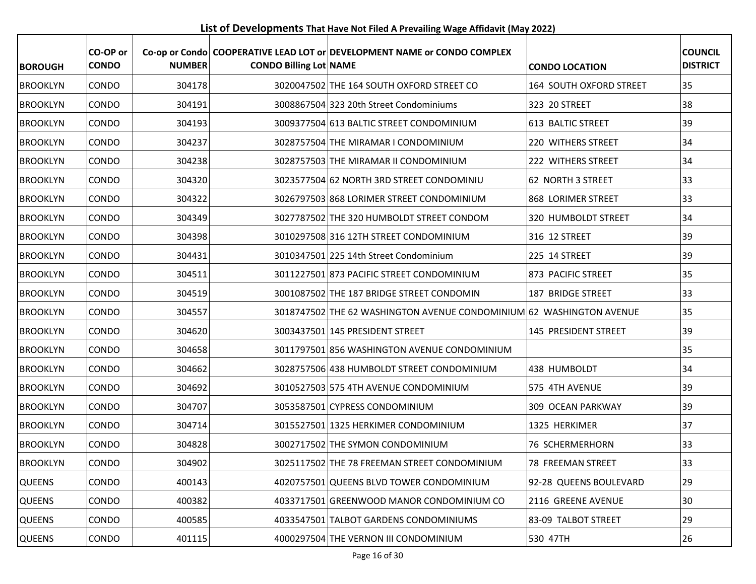## List of Developments That Have Not Filed A Prevailing Wage Affidavit (May 2022)

| BOROUGH | CO-OP or CONDO | Co-op or Condo NUMBER | COOPERATIVE LEAD LOT or CONDO Billing Lot | DEVELOPMENT NAME or CONDO COMPLEX NAME | CONDO LOCATION | COUNCIL DISTRICT |
|---|---|---|---|---|---|---|
| BROOKLYN | CONDO | 304178 | 3020047502 | THE 164 SOUTH OXFORD STREET CO | 164 SOUTH OXFORD STREET | 35 |
| BROOKLYN | CONDO | 304191 | 3008867504 | 323 20th Street Condominiums | 323 20 STREET | 38 |
| BROOKLYN | CONDO | 304193 | 3009377504 | 613 BALTIC STREET CONDOMINIUM | 613 BALTIC STREET | 39 |
| BROOKLYN | CONDO | 304237 | 3028757504 | THE MIRAMAR I CONDOMINIUM | 220 WITHERS STREET | 34 |
| BROOKLYN | CONDO | 304238 | 3028757503 | THE MIRAMAR II CONDOMINIUM | 222 WITHERS STREET | 34 |
| BROOKLYN | CONDO | 304320 | 3023577504 | 62 NORTH 3RD STREET CONDOMINIU | 62 NORTH 3 STREET | 33 |
| BROOKLYN | CONDO | 304322 | 3026797503 | 868 LORIMER STREET CONDOMINIUM | 868 LORIMER STREET | 33 |
| BROOKLYN | CONDO | 304349 | 3027787502 | THE 320 HUMBOLDT STREET CONDOM | 320 HUMBOLDT STREET | 34 |
| BROOKLYN | CONDO | 304398 | 3010297508 | 316 12TH STREET CONDOMINIUM | 316 12 STREET | 39 |
| BROOKLYN | CONDO | 304431 | 3010347501 | 225 14th Street Condominium | 225 14 STREET | 39 |
| BROOKLYN | CONDO | 304511 | 3011227501 | 873 PACIFIC STREET CONDOMINIUM | 873 PACIFIC STREET | 35 |
| BROOKLYN | CONDO | 304519 | 3001087502 | THE 187 BRIDGE STREET CONDOMIN | 187 BRIDGE STREET | 33 |
| BROOKLYN | CONDO | 304557 | 3018747502 | THE 62 WASHINGTON AVENUE CONDOMINIUM | 62 WASHINGTON AVENUE | 35 |
| BROOKLYN | CONDO | 304620 | 3003437501 | 145 PRESIDENT STREET | 145 PRESIDENT STREET | 39 |
| BROOKLYN | CONDO | 304658 | 3011797501 | 856 WASHINGTON AVENUE CONDOMINIUM | | 35 |
| BROOKLYN | CONDO | 304662 | 3028757506 | 438 HUMBOLDT STREET CONDOMINIUM | 438 HUMBOLDT | 34 |
| BROOKLYN | CONDO | 304692 | 3010527503 | 575 4TH AVENUE CONDOMINIUM | 575 4TH AVENUE | 39 |
| BROOKLYN | CONDO | 304707 | 3053587501 | CYPRESS CONDOMINIUM | 309 OCEAN PARKWAY | 39 |
| BROOKLYN | CONDO | 304714 | 3015527501 | 1325 HERKIMER CONDOMINIUM | 1325 HERKIMER | 37 |
| BROOKLYN | CONDO | 304828 | 3002717502 | THE SYMON CONDOMINIUM | 76 SCHERMERHORN | 33 |
| BROOKLYN | CONDO | 304902 | 3025117502 | THE 78 FREEMAN STREET CONDOMINIUM | 78 FREEMAN STREET | 33 |
| QUEENS | CONDO | 400143 | 4020757501 | QUEENS BLVD TOWER CONDOMINIUM | 92-28 QUEENS BOULEVARD | 29 |
| QUEENS | CONDO | 400382 | 4033717501 | GREENWOOD MANOR CONDOMINIUM CO | 2116 GREENE AVENUE | 30 |
| QUEENS | CONDO | 400585 | 4033547501 | TALBOT GARDENS CONDOMINIUMS | 83-09 TALBOT STREET | 29 |
| QUEENS | CONDO | 401115 | 4000297504 | THE VERNON III CONDOMINIUM | 530 47TH | 26 |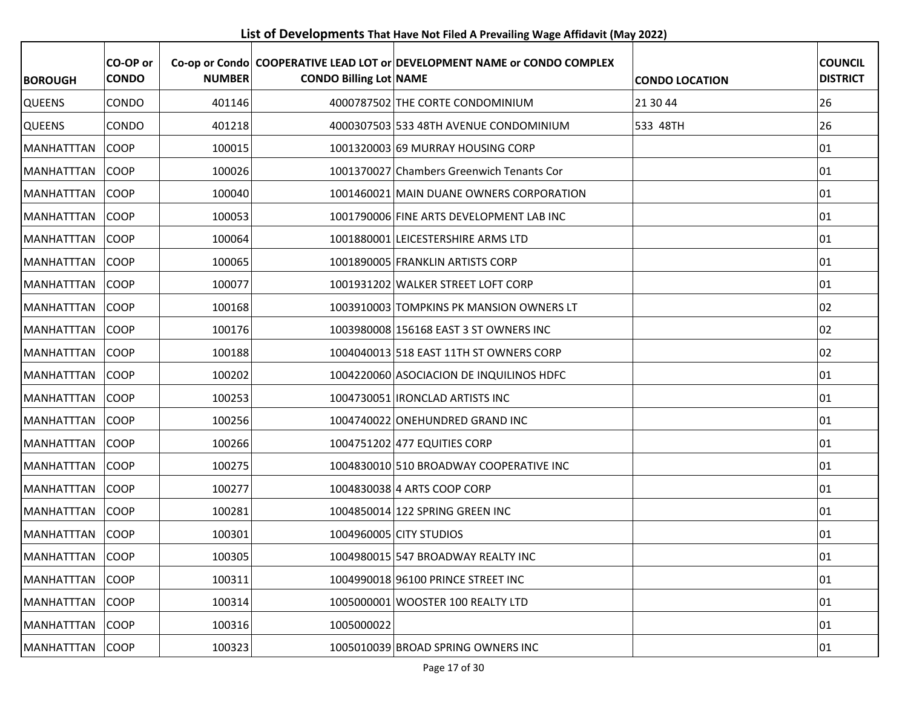**List of Developments That Have Not Filed A Prevailing Wage Affidavit (May 2022)**

| BOROUGH | CO-OP or CONDO | Co-op or Condo NUMBER | COOPERATIVE LEAD LOT or CONDO Billing Lot | DEVELOPMENT NAME or CONDO COMPLEX NAME | CONDO LOCATION | COUNCIL DISTRICT |
|---|---|---|---|---|---|---|
| QUEENS | CONDO | 401146 | 4000787502 | THE CORTE CONDOMINIUM | 21 30 44 | 26 |
| QUEENS | CONDO | 401218 | 4000307503 | 533 48TH AVENUE CONDOMINIUM | 533 48TH | 26 |
| MANHATTTAN | COOP | 100015 | 1001320003 | 69 MURRAY HOUSING CORP | | 01 |
| MANHATTTAN | COOP | 100026 | 1001370027 | Chambers Greenwich Tenants Cor | | 01 |
| MANHATTTAN | COOP | 100040 | 1001460021 | MAIN DUANE OWNERS CORPORATION | | 01 |
| MANHATTTAN | COOP | 100053 | 1001790006 | FINE ARTS DEVELOPMENT LAB INC | | 01 |
| MANHATTTAN | COOP | 100064 | 1001880001 | LEICESTERSHIRE ARMS LTD | | 01 |
| MANHATTTAN | COOP | 100065 | 1001890005 | FRANKLIN ARTISTS CORP | | 01 |
| MANHATTTAN | COOP | 100077 | 1001931202 | WALKER STREET LOFT CORP | | 01 |
| MANHATTTAN | COOP | 100168 | 1003910003 | TOMPKINS PK MANSION OWNERS LT | | 02 |
| MANHATTTAN | COOP | 100176 | 1003980008 | 156168 EAST 3 ST OWNERS INC | | 02 |
| MANHATTTAN | COOP | 100188 | 1004040013 | 518 EAST 11TH ST OWNERS CORP | | 02 |
| MANHATTTAN | COOP | 100202 | 1004220060 | ASOCIACION DE INQUILINOS HDFC | | 01 |
| MANHATTTAN | COOP | 100253 | 1004730051 | IRONCLAD ARTISTS INC | | 01 |
| MANHATTTAN | COOP | 100256 | 1004740022 | ONEHUNDRED GRAND INC | | 01 |
| MANHATTTAN | COOP | 100266 | 1004751202 | 477 EQUITIES CORP | | 01 |
| MANHATTTAN | COOP | 100275 | 1004830010 | 510 BROADWAY COOPERATIVE INC | | 01 |
| MANHATTTAN | COOP | 100277 | 1004830038 | 4 ARTS COOP CORP | | 01 |
| MANHATTTAN | COOP | 100281 | 1004850014 | 122 SPRING GREEN INC | | 01 |
| MANHATTTAN | COOP | 100301 | 1004960005 | CITY STUDIOS | | 01 |
| MANHATTTAN | COOP | 100305 | 1004980015 | 547 BROADWAY REALTY INC | | 01 |
| MANHATTTAN | COOP | 100311 | 1004990018 | 96100 PRINCE STREET INC | | 01 |
| MANHATTTAN | COOP | 100314 | 1005000001 | WOOSTER 100 REALTY LTD | | 01 |
| MANHATTTAN | COOP | 100316 | 1005000022 | | | 01 |
| MANHATTTAN | COOP | 100323 | 1005010039 | BROAD SPRING OWNERS INC | | 01 |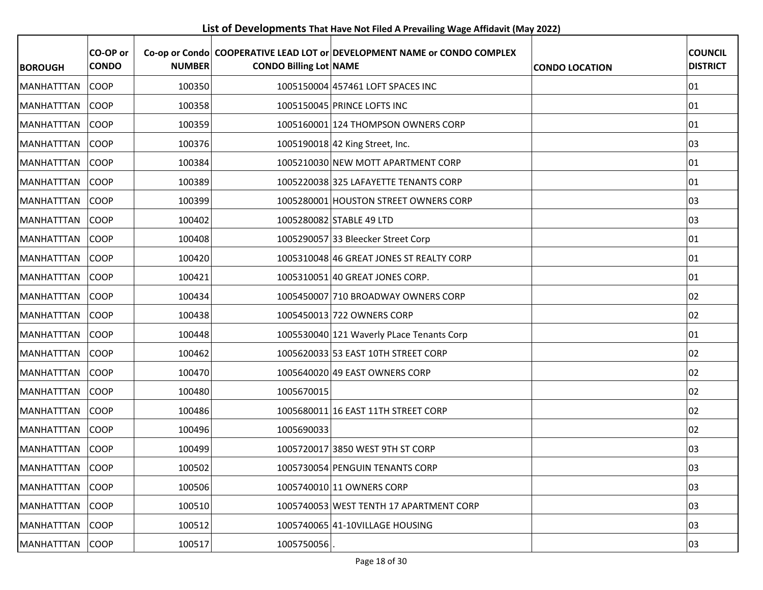**List of Developments** That Have Not Filed A Prevailing Wage Affidavit (May 2022)

| BOROUGH | CO-OP or CONDO | Co-op or Condo NUMBER | COOPERATIVE LEAD LOT or CONDO Billing Lot | DEVELOPMENT NAME or CONDO COMPLEX NAME | CONDO LOCATION | COUNCIL DISTRICT |
|---|---|---|---|---|---|---|
| MANHATTTAN | COOP | 100350 | 1005150004 | 457461 LOFT SPACES INC | | 01 |
| MANHATTTAN | COOP | 100358 | 1005150045 | PRINCE LOFTS INC | | 01 |
| MANHATTTAN | COOP | 100359 | 1005160001 | 124 THOMPSON OWNERS CORP | | 01 |
| MANHATTTAN | COOP | 100376 | 1005190018 | 42 King Street, Inc. | | 03 |
| MANHATTTAN | COOP | 100384 | 1005210030 | NEW MOTT APARTMENT CORP | | 01 |
| MANHATTTAN | COOP | 100389 | 1005220038 | 325 LAFAYETTE TENANTS CORP | | 01 |
| MANHATTTAN | COOP | 100399 | 1005280001 | HOUSTON STREET OWNERS CORP | | 03 |
| MANHATTTAN | COOP | 100402 | 1005280082 | STABLE 49 LTD | | 03 |
| MANHATTTAN | COOP | 100408 | 1005290057 | 33 Bleecker Street Corp | | 01 |
| MANHATTTAN | COOP | 100420 | 1005310048 | 46 GREAT JONES ST REALTY CORP | | 01 |
| MANHATTTAN | COOP | 100421 | 1005310051 | 40 GREAT JONES CORP. | | 01 |
| MANHATTTAN | COOP | 100434 | 1005450007 | 710 BROADWAY OWNERS CORP | | 02 |
| MANHATTTAN | COOP | 100438 | 1005450013 | 722 OWNERS CORP | | 02 |
| MANHATTTAN | COOP | 100448 | 1005530040 | 121 Waverly PLace Tenants Corp | | 01 |
| MANHATTTAN | COOP | 100462 | 1005620033 | 53 EAST 10TH STREET CORP | | 02 |
| MANHATTTAN | COOP | 100470 | 1005640020 | 49 EAST OWNERS CORP | | 02 |
| MANHATTTAN | COOP | 100480 | 1005670015 | | | 02 |
| MANHATTTAN | COOP | 100486 | 1005680011 | 16 EAST 11TH STREET CORP | | 02 |
| MANHATTTAN | COOP | 100496 | 1005690033 | | | 02 |
| MANHATTTAN | COOP | 100499 | 1005720017 | 3850 WEST 9TH ST CORP | | 03 |
| MANHATTTAN | COOP | 100502 | 1005730054 | PENGUIN TENANTS CORP | | 03 |
| MANHATTTAN | COOP | 100506 | 1005740010 | 11 OWNERS CORP | | 03 |
| MANHATTTAN | COOP | 100510 | 1005740053 | WEST TENTH 17 APARTMENT CORP | | 03 |
| MANHATTTAN | COOP | 100512 | 1005740065 | 41-10VILLAGE HOUSING | | 03 |
| MANHATTTAN | COOP | 100517 | 1005750056 | . | | 03 |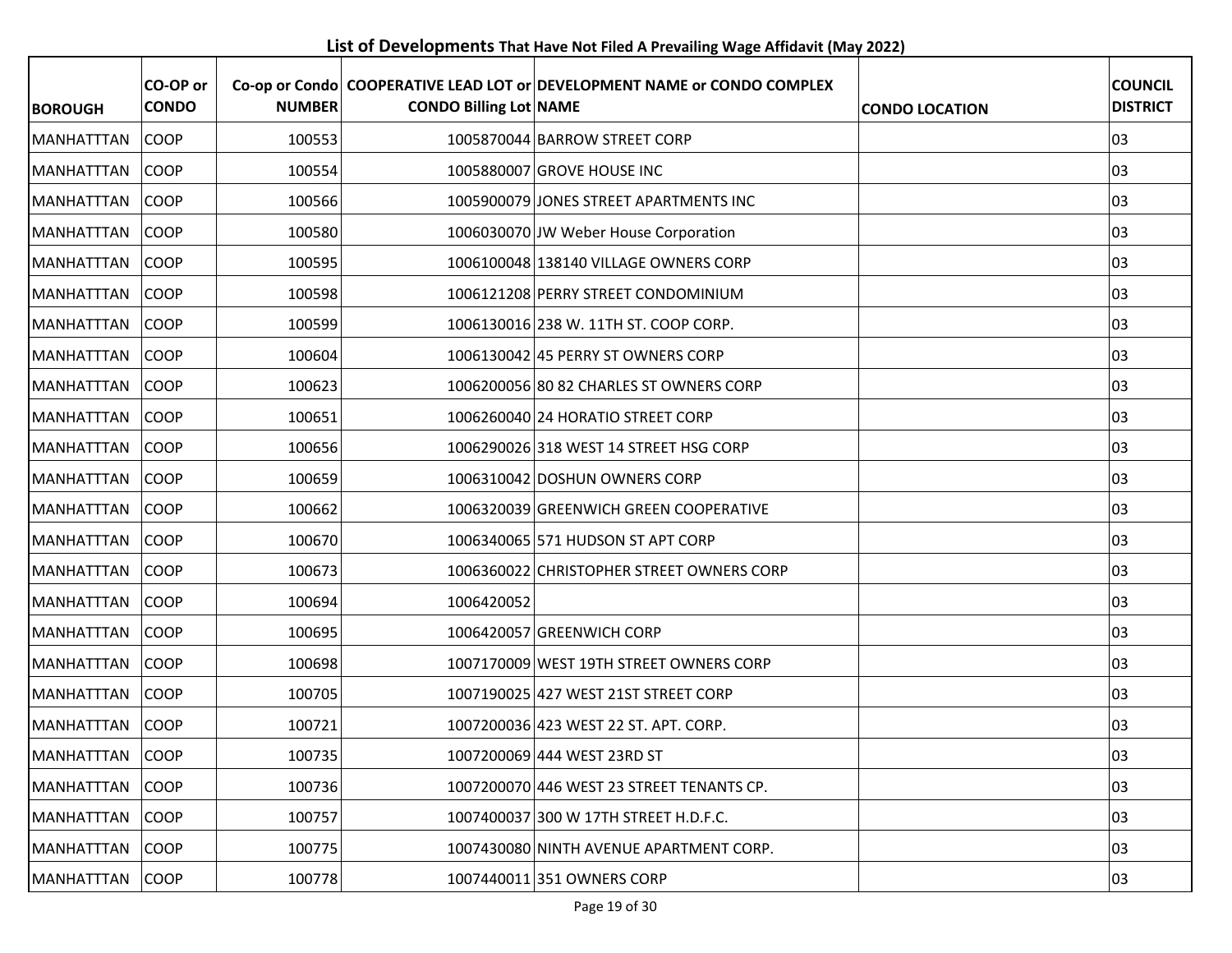# List of Developments That Have Not Filed A Prevailing Wage Affidavit (May 2022)

| BOROUGH | CO-OP or CONDO | Co-op or Condo NUMBER | COOPERATIVE LEAD LOT or CONDO Billing Lot | DEVELOPMENT NAME or CONDO COMPLEX NAME | CONDO LOCATION | COUNCIL DISTRICT |
|---|---|---|---|---|---|---|
| MANHATTTAN | COOP | 100553 | 1005870044 | BARROW STREET CORP | | 03 |
| MANHATTTAN | COOP | 100554 | 1005880007 | GROVE HOUSE INC | | 03 |
| MANHATTTAN | COOP | 100566 | 1005900079 | JONES STREET APARTMENTS INC | | 03 |
| MANHATTTAN | COOP | 100580 | 1006030070 | JW Weber House Corporation | | 03 |
| MANHATTTAN | COOP | 100595 | 1006100048 | 138140 VILLAGE OWNERS CORP | | 03 |
| MANHATTTAN | COOP | 100598 | 1006121208 | PERRY STREET CONDOMINIUM | | 03 |
| MANHATTTAN | COOP | 100599 | 1006130016 | 238 W. 11TH ST. COOP CORP. | | 03 |
| MANHATTTAN | COOP | 100604 | 1006130042 | 45 PERRY ST OWNERS CORP | | 03 |
| MANHATTTAN | COOP | 100623 | 1006200056 | 80 82 CHARLES ST OWNERS CORP | | 03 |
| MANHATTTAN | COOP | 100651 | 1006260040 | 24 HORATIO STREET CORP | | 03 |
| MANHATTTAN | COOP | 100656 | 1006290026 | 318 WEST 14 STREET HSG CORP | | 03 |
| MANHATTTAN | COOP | 100659 | 1006310042 | DOSHUN OWNERS CORP | | 03 |
| MANHATTTAN | COOP | 100662 | 1006320039 | GREENWICH GREEN COOPERATIVE | | 03 |
| MANHATTTAN | COOP | 100670 | 1006340065 | 571 HUDSON ST APT CORP | | 03 |
| MANHATTTAN | COOP | 100673 | 1006360022 | CHRISTOPHER STREET OWNERS CORP | | 03 |
| MANHATTTAN | COOP | 100694 | 1006420052 | | | 03 |
| MANHATTTAN | COOP | 100695 | 1006420057 | GREENWICH CORP | | 03 |
| MANHATTTAN | COOP | 100698 | 1007170009 | WEST 19TH STREET OWNERS CORP | | 03 |
| MANHATTTAN | COOP | 100705 | 1007190025 | 427 WEST 21ST STREET CORP | | 03 |
| MANHATTTAN | COOP | 100721 | 1007200036 | 423 WEST 22 ST. APT. CORP. | | 03 |
| MANHATTTAN | COOP | 100735 | 1007200069 | 444 WEST 23RD ST | | 03 |
| MANHATTTAN | COOP | 100736 | 1007200070 | 446 WEST 23 STREET TENANTS CP. | | 03 |
| MANHATTTAN | COOP | 100757 | 1007400037 | 300 W 17TH STREET H.D.F.C. | | 03 |
| MANHATTTAN | COOP | 100775 | 1007430080 | NINTH AVENUE APARTMENT CORP. | | 03 |
| MANHATTTAN | COOP | 100778 | 1007440011 | 351 OWNERS CORP | | 03 |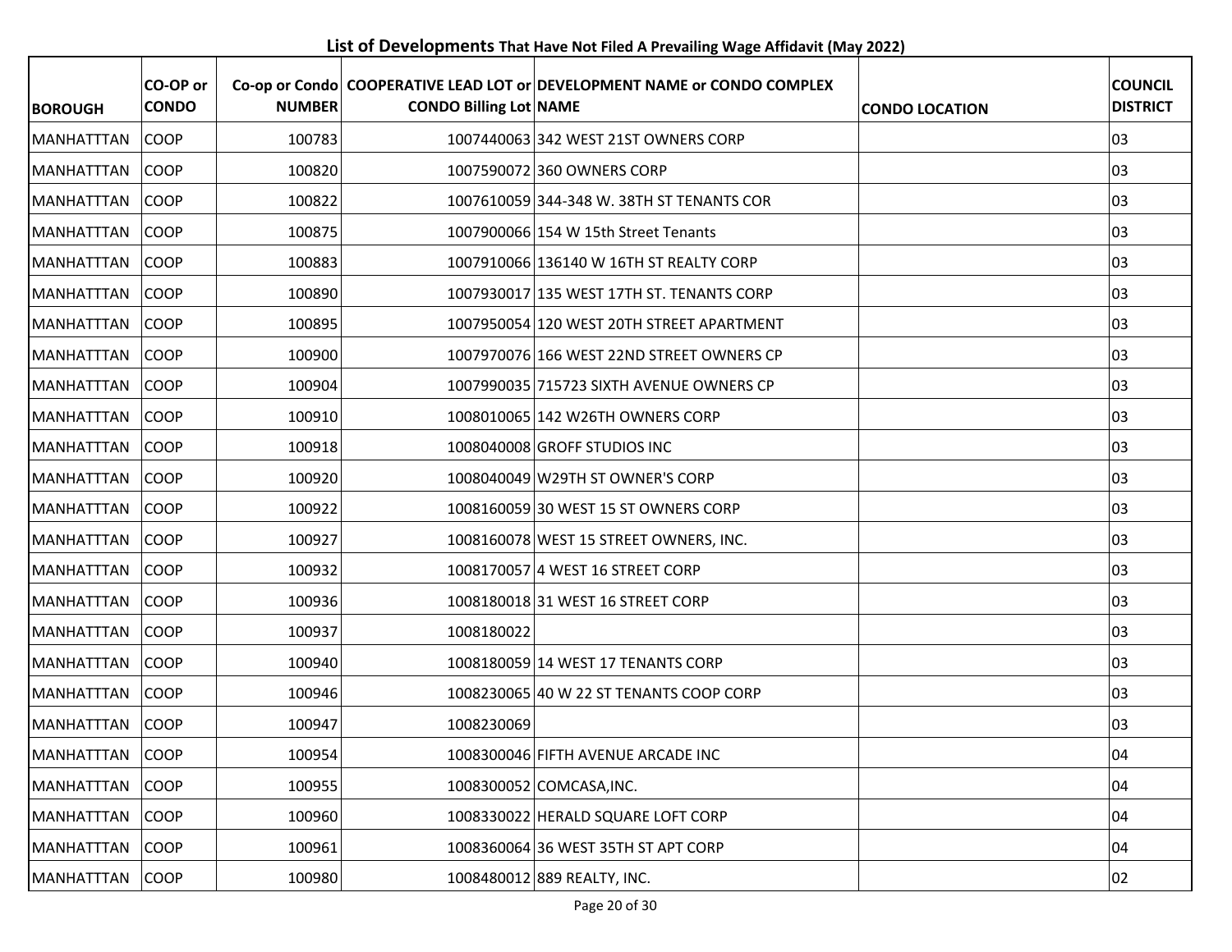**List of Developments That Have Not Filed A Prevailing Wage Affidavit (May 2022)**

| BOROUGH | CO-OP or CONDO | Co-op or Condo NUMBER | COOPERATIVE LEAD LOT or CONDO Billing Lot | DEVELOPMENT NAME or CONDO COMPLEX NAME | CONDO LOCATION | COUNCIL DISTRICT |
|---|---|---|---|---|---|---|
| MANHATTTAN | COOP | 100783 | 1007440063 | 342 WEST 21ST OWNERS CORP | | 03 |
| MANHATTTAN | COOP | 100820 | 1007590072 | 360 OWNERS CORP | | 03 |
| MANHATTTAN | COOP | 100822 | 1007610059 | 344-348 W. 38TH ST TENANTS COR | | 03 |
| MANHATTTAN | COOP | 100875 | 1007900066 | 154 W 15th Street Tenants | | 03 |
| MANHATTTAN | COOP | 100883 | 1007910066 | 136140 W 16TH ST REALTY CORP | | 03 |
| MANHATTTAN | COOP | 100890 | 1007930017 | 135 WEST 17TH ST. TENANTS CORP | | 03 |
| MANHATTTAN | COOP | 100895 | 1007950054 | 120 WEST 20TH STREET APARTMENT | | 03 |
| MANHATTTAN | COOP | 100900 | 1007970076 | 166 WEST 22ND STREET OWNERS CP | | 03 |
| MANHATTTAN | COOP | 100904 | 1007990035 | 715723 SIXTH AVENUE OWNERS CP | | 03 |
| MANHATTTAN | COOP | 100910 | 1008010065 | 142 W26TH OWNERS CORP | | 03 |
| MANHATTTAN | COOP | 100918 | 1008040008 | GROFF STUDIOS INC | | 03 |
| MANHATTTAN | COOP | 100920 | 1008040049 | W29TH ST OWNER'S CORP | | 03 |
| MANHATTTAN | COOP | 100922 | 1008160059 | 30 WEST 15 ST OWNERS CORP | | 03 |
| MANHATTTAN | COOP | 100927 | 1008160078 | WEST 15 STREET OWNERS, INC. | | 03 |
| MANHATTTAN | COOP | 100932 | 1008170057 | 4 WEST 16 STREET CORP | | 03 |
| MANHATTTAN | COOP | 100936 | 1008180018 | 31 WEST 16 STREET CORP | | 03 |
| MANHATTTAN | COOP | 100937 | 1008180022 | | | 03 |
| MANHATTTAN | COOP | 100940 | 1008180059 | 14 WEST 17 TENANTS CORP | | 03 |
| MANHATTTAN | COOP | 100946 | 1008230065 | 40 W 22 ST TENANTS COOP CORP | | 03 |
| MANHATTTAN | COOP | 100947 | 1008230069 | | | 03 |
| MANHATTTAN | COOP | 100954 | 1008300046 | FIFTH AVENUE ARCADE INC | | 04 |
| MANHATTTAN | COOP | 100955 | 1008300052 | COMCASA,INC. | | 04 |
| MANHATTTAN | COOP | 100960 | 1008330022 | HERALD SQUARE LOFT CORP | | 04 |
| MANHATTTAN | COOP | 100961 | 1008360064 | 36 WEST 35TH ST APT CORP | | 04 |
| MANHATTTAN | COOP | 100980 | 1008480012 | 889 REALTY, INC. | | 02 |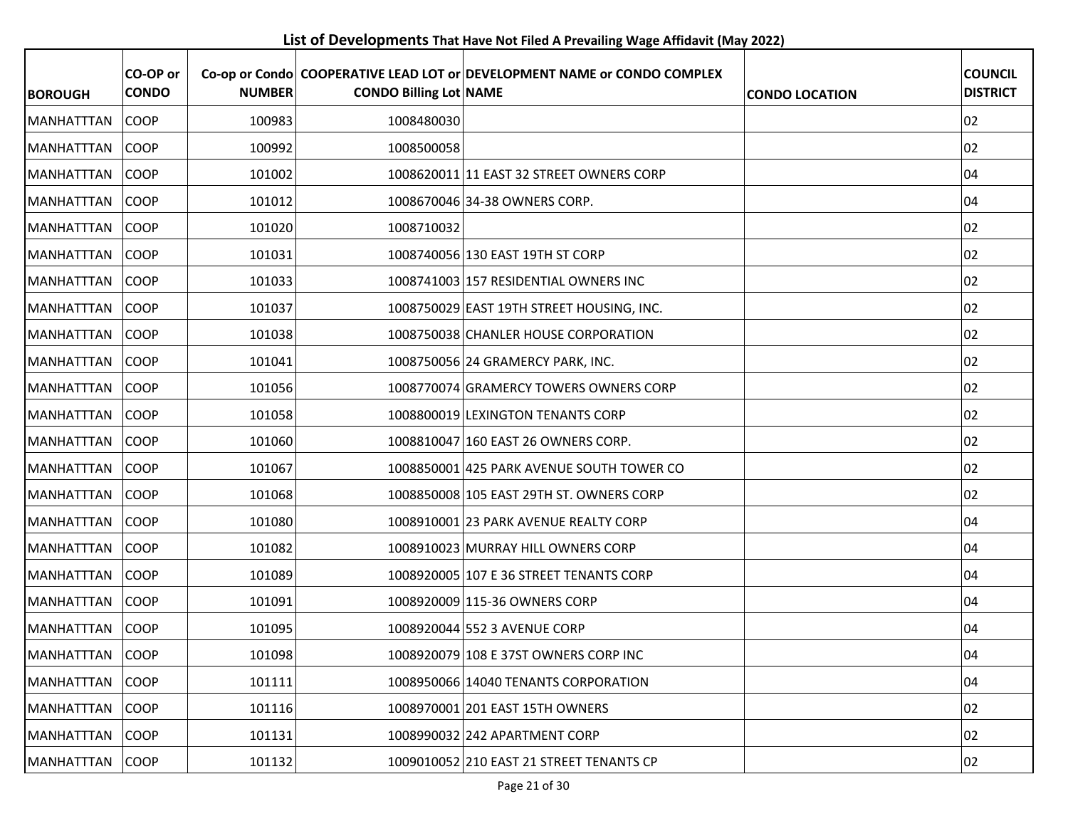## List of Developments That Have Not Filed A Prevailing Wage Affidavit (May 2022)

| BOROUGH | CO-OP or CONDO | Co-op or Condo NUMBER | COOPERATIVE LEAD LOT or CONDO Billing Lot | DEVELOPMENT NAME or CONDO COMPLEX NAME | CONDO LOCATION | COUNCIL DISTRICT |
|---|---|---|---|---|---|---|
| MANHATTTAN | COOP | 100983 | 1008480030 | | | 02 |
| MANHATTTAN | COOP | 100992 | 1008500058 | | | 02 |
| MANHATTTAN | COOP | 101002 | 1008620011 | 11 EAST 32 STREET OWNERS CORP | | 04 |
| MANHATTTAN | COOP | 101012 | 1008670046 | 34-38 OWNERS CORP. | | 04 |
| MANHATTTAN | COOP | 101020 | 1008710032 | | | 02 |
| MANHATTTAN | COOP | 101031 | 1008740056 | 130 EAST 19TH ST CORP | | 02 |
| MANHATTTAN | COOP | 101033 | 1008741003 | 157 RESIDENTIAL OWNERS INC | | 02 |
| MANHATTTAN | COOP | 101037 | 1008750029 | EAST 19TH STREET HOUSING, INC. | | 02 |
| MANHATTTAN | COOP | 101038 | 1008750038 | CHANLER HOUSE CORPORATION | | 02 |
| MANHATTTAN | COOP | 101041 | 1008750056 | 24 GRAMERCY PARK, INC. | | 02 |
| MANHATTTAN | COOP | 101056 | 1008770074 | GRAMERCY TOWERS OWNERS CORP | | 02 |
| MANHATTTAN | COOP | 101058 | 1008800019 | LEXINGTON TENANTS CORP | | 02 |
| MANHATTTAN | COOP | 101060 | 1008810047 | 160 EAST 26 OWNERS CORP. | | 02 |
| MANHATTTAN | COOP | 101067 | 1008850001 | 425 PARK AVENUE SOUTH TOWER CO | | 02 |
| MANHATTTAN | COOP | 101068 | 1008850008 | 105 EAST 29TH ST. OWNERS CORP | | 02 |
| MANHATTTAN | COOP | 101080 | 1008910001 | 23 PARK AVENUE REALTY CORP | | 04 |
| MANHATTTAN | COOP | 101082 | 1008910023 | MURRAY HILL OWNERS CORP | | 04 |
| MANHATTTAN | COOP | 101089 | 1008920005 | 107 E 36 STREET TENANTS CORP | | 04 |
| MANHATTTAN | COOP | 101091 | 1008920009 | 115-36 OWNERS CORP | | 04 |
| MANHATTTAN | COOP | 101095 | 1008920044 | 552 3 AVENUE CORP | | 04 |
| MANHATTTAN | COOP | 101098 | 1008920079 | 108 E 37ST OWNERS CORP INC | | 04 |
| MANHATTTAN | COOP | 101111 | 1008950066 | 14040 TENANTS CORPORATION | | 04 |
| MANHATTTAN | COOP | 101116 | 1008970001 | 201 EAST 15TH OWNERS | | 02 |
| MANHATTTAN | COOP | 101131 | 1008990032 | 242 APARTMENT CORP | | 02 |
| MANHATTTAN | COOP | 101132 | 1009010052 | 210 EAST 21 STREET TENANTS CP | | 02 |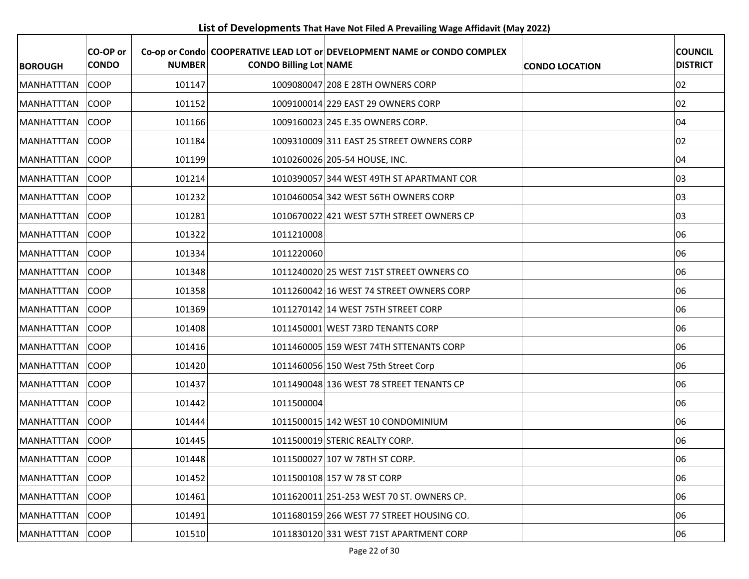# List of Developments That Have Not Filed A Prevailing Wage Affidavit (May 2022)

| BOROUGH | CO-OP or CONDO | Co-op or Condo NUMBER | COOPERATIVE LEAD LOT or CONDO Billing Lot | DEVELOPMENT NAME or CONDO COMPLEX NAME | CONDO LOCATION | COUNCIL DISTRICT |
|---|---|---|---|---|---|---|
| MANHATTTAN | COOP | 101147 | 1009080047 | 208 E 28TH OWNERS CORP | | 02 |
| MANHATTTAN | COOP | 101152 | 1009100014 | 229 EAST 29 OWNERS CORP | | 02 |
| MANHATTTAN | COOP | 101166 | 1009160023 | 245 E.35 OWNERS CORP. | | 04 |
| MANHATTTAN | COOP | 101184 | 1009310009 | 311 EAST 25 STREET OWNERS CORP | | 02 |
| MANHATTTAN | COOP | 101199 | 1010260026 | 205-54 HOUSE, INC. | | 04 |
| MANHATTTAN | COOP | 101214 | 1010390057 | 344 WEST 49TH ST APARTMANT COR | | 03 |
| MANHATTTAN | COOP | 101232 | 1010460054 | 342 WEST 56TH OWNERS CORP | | 03 |
| MANHATTTAN | COOP | 101281 | 1010670022 | 421 WEST 57TH STREET OWNERS CP | | 03 |
| MANHATTTAN | COOP | 101322 | 1011210008 | | | 06 |
| MANHATTTAN | COOP | 101334 | 1011220060 | | | 06 |
| MANHATTTAN | COOP | 101348 | 1011240020 | 25 WEST 71ST STREET OWNERS CO | | 06 |
| MANHATTTAN | COOP | 101358 | 1011260042 | 16 WEST 74 STREET OWNERS CORP | | 06 |
| MANHATTTAN | COOP | 101369 | 1011270142 | 14 WEST 75TH STREET CORP | | 06 |
| MANHATTTAN | COOP | 101408 | 1011450001 | WEST 73RD TENANTS CORP | | 06 |
| MANHATTTAN | COOP | 101416 | 1011460005 | 159 WEST 74TH STTENANTS CORP | | 06 |
| MANHATTTAN | COOP | 101420 | 1011460056 | 150 West 75th Street Corp | | 06 |
| MANHATTTAN | COOP | 101437 | 1011490048 | 136 WEST 78 STREET TENANTS CP | | 06 |
| MANHATTTAN | COOP | 101442 | 1011500004 | | | 06 |
| MANHATTTAN | COOP | 101444 | 1011500015 | 142 WEST 10 CONDOMINIUM | | 06 |
| MANHATTTAN | COOP | 101445 | 1011500019 | STERIC REALTY CORP. | | 06 |
| MANHATTTAN | COOP | 101448 | 1011500027 | 107 W 78TH ST CORP. | | 06 |
| MANHATTTAN | COOP | 101452 | 1011500108 | 157 W 78 ST CORP | | 06 |
| MANHATTTAN | COOP | 101461 | 1011620011 | 251-253 WEST 70 ST. OWNERS CP. | | 06 |
| MANHATTTAN | COOP | 101491 | 1011680159 | 266 WEST 77 STREET HOUSING CO. | | 06 |
| MANHATTTAN | COOP | 101510 | 1011830120 | 331 WEST 71ST APARTMENT CORP | | 06 |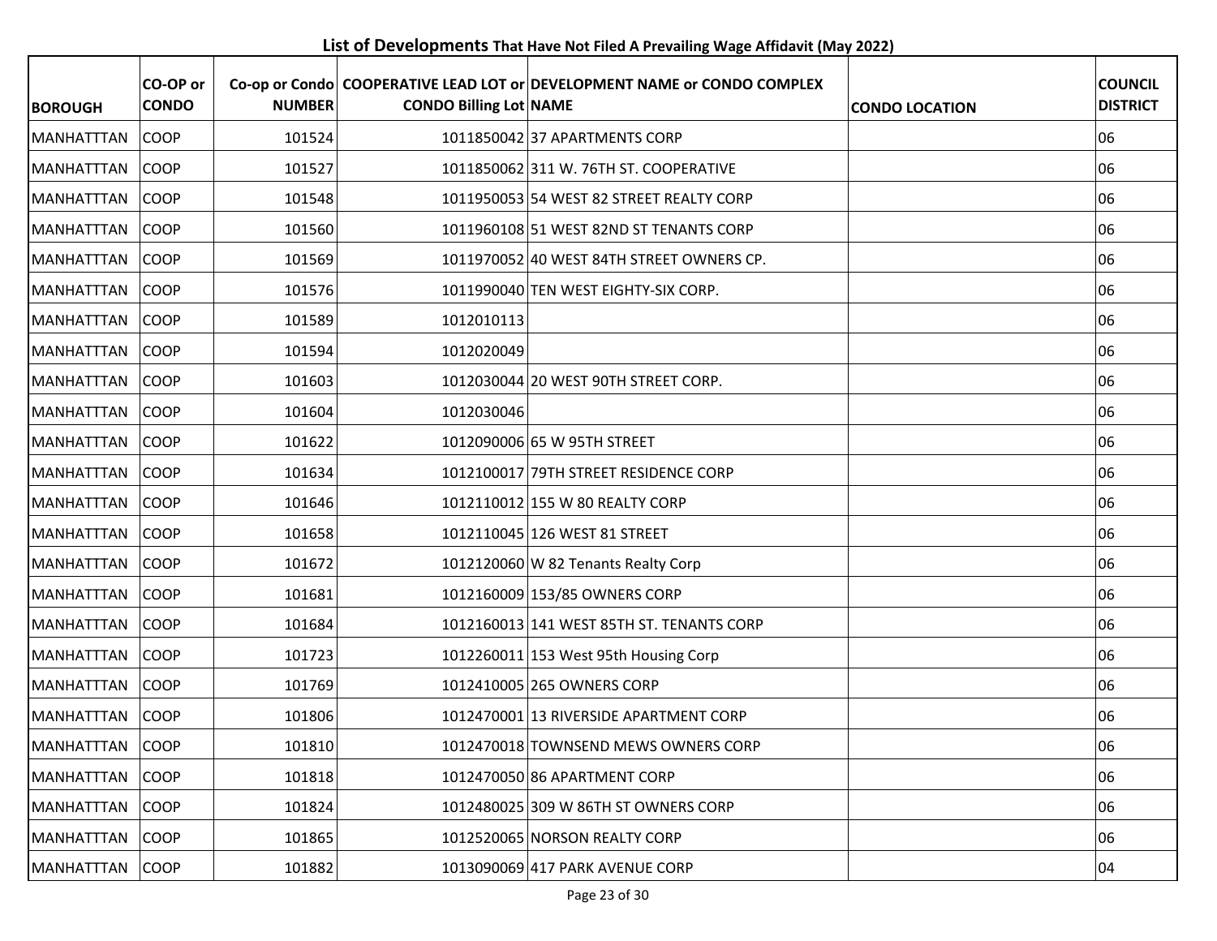# List of Developments That Have Not Filed A Prevailing Wage Affidavit (May 2022)

| BOROUGH | CO-OP or CONDO | Co-op or Condo NUMBER | COOPERATIVE LEAD LOT or CONDO Billing Lot | DEVELOPMENT NAME or CONDO COMPLEX NAME | CONDO LOCATION | COUNCIL DISTRICT |
|---|---|---|---|---|---|---|
| MANHATTTAN | COOP | 101524 | 1011850042 | 37 APARTMENTS CORP | | 06 |
| MANHATTTAN | COOP | 101527 | 1011850062 | 311 W. 76TH ST. COOPERATIVE | | 06 |
| MANHATTTAN | COOP | 101548 | 1011950053 | 54 WEST 82 STREET REALTY CORP | | 06 |
| MANHATTTAN | COOP | 101560 | 1011960108 | 51 WEST 82ND ST TENANTS CORP | | 06 |
| MANHATTTAN | COOP | 101569 | 1011970052 | 40 WEST 84TH STREET OWNERS CP. | | 06 |
| MANHATTTAN | COOP | 101576 | 1011990040 | TEN WEST EIGHTY-SIX CORP. | | 06 |
| MANHATTTAN | COOP | 101589 | 1012010113 | | | 06 |
| MANHATTTAN | COOP | 101594 | 1012020049 | | | 06 |
| MANHATTTAN | COOP | 101603 | 1012030044 | 20 WEST 90TH STREET CORP. | | 06 |
| MANHATTTAN | COOP | 101604 | 1012030046 | | | 06 |
| MANHATTTAN | COOP | 101622 | 1012090006 | 65 W 95TH STREET | | 06 |
| MANHATTTAN | COOP | 101634 | 1012100017 | 79TH STREET RESIDENCE CORP | | 06 |
| MANHATTTAN | COOP | 101646 | 1012110012 | 155 W 80 REALTY CORP | | 06 |
| MANHATTTAN | COOP | 101658 | 1012110045 | 126 WEST 81 STREET | | 06 |
| MANHATTTAN | COOP | 101672 | 1012120060 | W 82 Tenants Realty Corp | | 06 |
| MANHATTTAN | COOP | 101681 | 1012160009 | 153/85 OWNERS CORP | | 06 |
| MANHATTTAN | COOP | 101684 | 1012160013 | 141 WEST 85TH ST. TENANTS CORP | | 06 |
| MANHATTTAN | COOP | 101723 | 1012260011 | 153 West 95th Housing Corp | | 06 |
| MANHATTTAN | COOP | 101769 | 1012410005 | 265 OWNERS CORP | | 06 |
| MANHATTTAN | COOP | 101806 | 1012470001 | 13 RIVERSIDE APARTMENT CORP | | 06 |
| MANHATTTAN | COOP | 101810 | 1012470018 | TOWNSEND MEWS OWNERS CORP | | 06 |
| MANHATTTAN | COOP | 101818 | 1012470050 | 86 APARTMENT CORP | | 06 |
| MANHATTTAN | COOP | 101824 | 1012480025 | 309 W 86TH ST OWNERS CORP | | 06 |
| MANHATTTAN | COOP | 101865 | 1012520065 | NORSON REALTY CORP | | 06 |
| MANHATTTAN | COOP | 101882 | 1013090069 | 417 PARK AVENUE CORP | | 04 |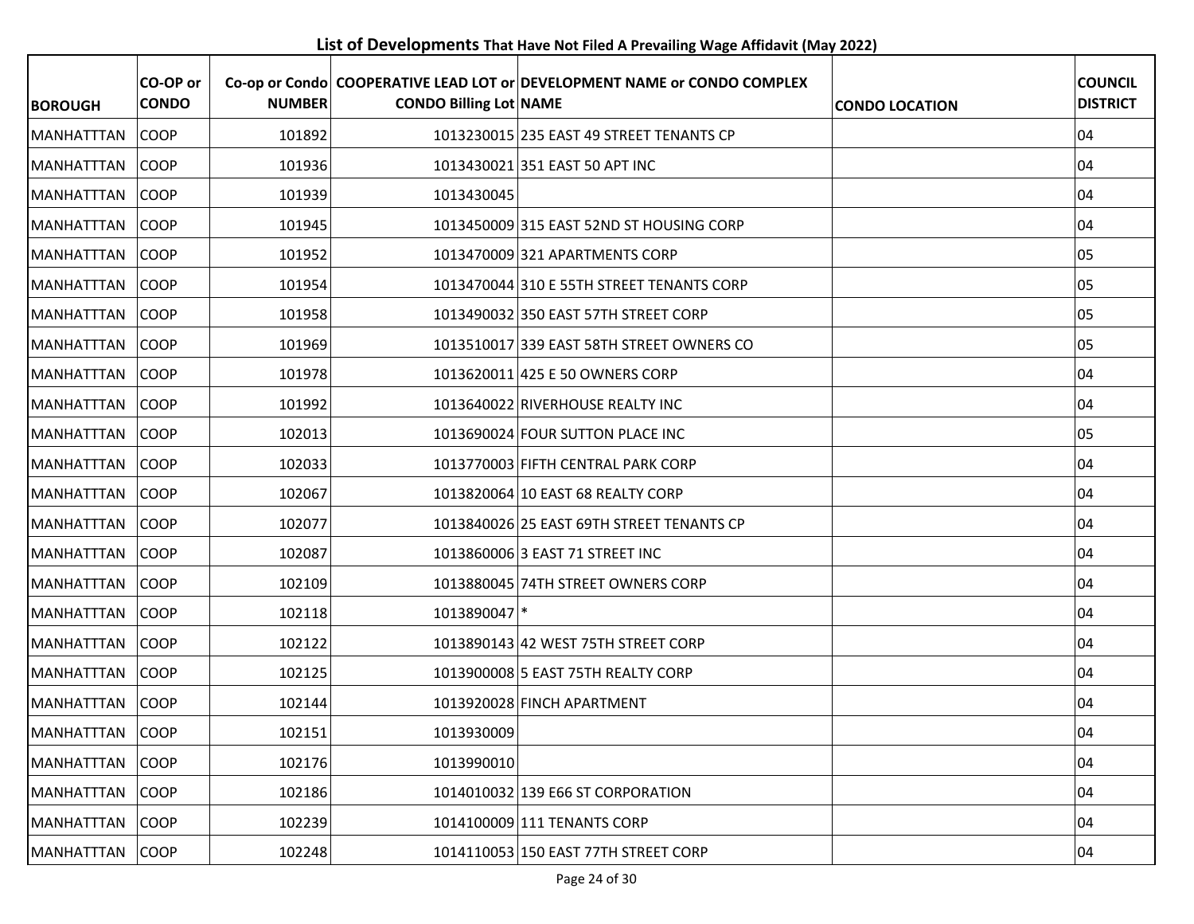## List of Developments That Have Not Filed A Prevailing Wage Affidavit (May 2022)

| BOROUGH | CO-OP or CONDO | Co-op or Condo NUMBER | COOPERATIVE LEAD LOT or CONDO Billing Lot | DEVELOPMENT NAME or CONDO COMPLEX NAME | CONDO LOCATION | COUNCIL DISTRICT |
|---|---|---|---|---|---|---|
| MANHATTTAN | COOP | 101892 | 1013230015 | 235 EAST 49 STREET TENANTS CP | | 04 |
| MANHATTTAN | COOP | 101936 | 1013430021 | 351 EAST 50 APT INC | | 04 |
| MANHATTTAN | COOP | 101939 | 1013430045 | | | 04 |
| MANHATTTAN | COOP | 101945 | 1013450009 | 315 EAST 52ND ST HOUSING CORP | | 04 |
| MANHATTTAN | COOP | 101952 | 1013470009 | 321 APARTMENTS CORP | | 05 |
| MANHATTTAN | COOP | 101954 | 1013470044 | 310 E 55TH STREET TENANTS CORP | | 05 |
| MANHATTTAN | COOP | 101958 | 1013490032 | 350 EAST 57TH STREET CORP | | 05 |
| MANHATTTAN | COOP | 101969 | 1013510017 | 339 EAST 58TH STREET OWNERS CO | | 05 |
| MANHATTTAN | COOP | 101978 | 1013620011 | 425 E 50 OWNERS CORP | | 04 |
| MANHATTTAN | COOP | 101992 | 1013640022 | RIVERHOUSE REALTY INC | | 04 |
| MANHATTTAN | COOP | 102013 | 1013690024 | FOUR SUTTON PLACE INC | | 05 |
| MANHATTTAN | COOP | 102033 | 1013770003 | FIFTH CENTRAL PARK CORP | | 04 |
| MANHATTTAN | COOP | 102067 | 1013820064 | 10 EAST 68 REALTY CORP | | 04 |
| MANHATTTAN | COOP | 102077 | 1013840026 | 25 EAST 69TH STREET TENANTS CP | | 04 |
| MANHATTTAN | COOP | 102087 | 1013860006 | 3 EAST 71 STREET INC | | 04 |
| MANHATTTAN | COOP | 102109 | 1013880045 | 74TH STREET OWNERS CORP | | 04 |
| MANHATTTAN | COOP | 102118 | 1013890047 | * | | 04 |
| MANHATTTAN | COOP | 102122 | 1013890143 | 42 WEST 75TH STREET CORP | | 04 |
| MANHATTTAN | COOP | 102125 | 1013900008 | 5 EAST 75TH REALTY CORP | | 04 |
| MANHATTTAN | COOP | 102144 | 1013920028 | FINCH APARTMENT | | 04 |
| MANHATTTAN | COOP | 102151 | 1013930009 | | | 04 |
| MANHATTTAN | COOP | 102176 | 1013990010 | | | 04 |
| MANHATTTAN | COOP | 102186 | 1014010032 | 139 E66 ST CORPORATION | | 04 |
| MANHATTTAN | COOP | 102239 | 1014100009 | 111 TENANTS CORP | | 04 |
| MANHATTTAN | COOP | 102248 | 1014110053 | 150 EAST 77TH STREET CORP | | 04 |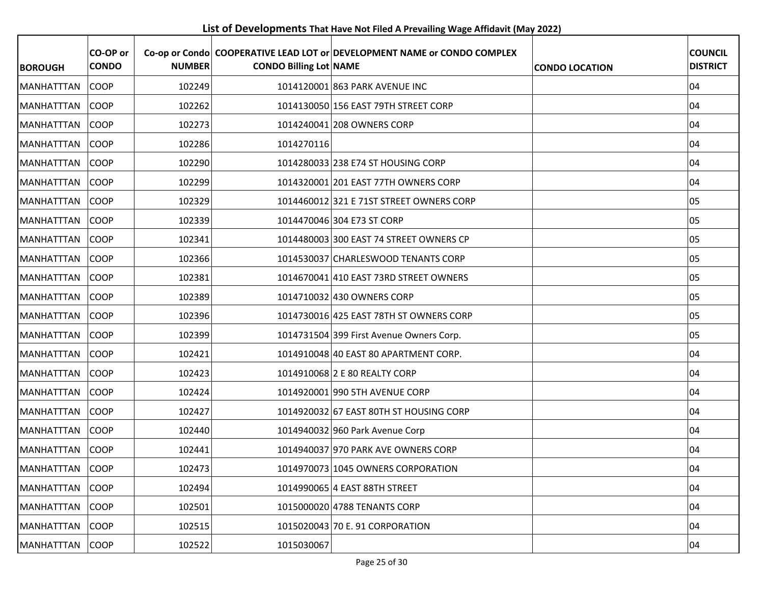## List of Developments That Have Not Filed A Prevailing Wage Affidavit (May 2022)

| BOROUGH | CO-OP or CONDO | Co-op or Condo NUMBER | COOPERATIVE LEAD LOT or CONDO Billing Lot | DEVELOPMENT NAME or CONDO COMPLEX NAME | CONDO LOCATION | COUNCIL DISTRICT |
|---|---|---|---|---|---|---|
| MANHATTTAN | COOP | 102249 | 1014120001 | 863 PARK AVENUE INC | | 04 |
| MANHATTTAN | COOP | 102262 | 1014130050 | 156 EAST 79TH STREET CORP | | 04 |
| MANHATTTAN | COOP | 102273 | 1014240041 | 208 OWNERS CORP | | 04 |
| MANHATTTAN | COOP | 102286 | 1014270116 | | | 04 |
| MANHATTTAN | COOP | 102290 | 1014280033 | 238 E74 ST HOUSING CORP | | 04 |
| MANHATTTAN | COOP | 102299 | 1014320001 | 201 EAST 77TH OWNERS CORP | | 04 |
| MANHATTTAN | COOP | 102329 | 1014460012 | 321 E 71ST STREET OWNERS CORP | | 05 |
| MANHATTTAN | COOP | 102339 | 1014470046 | 304 E73 ST CORP | | 05 |
| MANHATTTAN | COOP | 102341 | 1014480003 | 300 EAST 74 STREET OWNERS CP | | 05 |
| MANHATTTAN | COOP | 102366 | 1014530037 | CHARLESWOOD TENANTS CORP | | 05 |
| MANHATTTAN | COOP | 102381 | 1014670041 | 410 EAST 73RD STREET OWNERS | | 05 |
| MANHATTTAN | COOP | 102389 | 1014710032 | 430 OWNERS CORP | | 05 |
| MANHATTTAN | COOP | 102396 | 1014730016 | 425 EAST 78TH ST OWNERS CORP | | 05 |
| MANHATTTAN | COOP | 102399 | 1014731504 | 399 First Avenue Owners Corp. | | 05 |
| MANHATTTAN | COOP | 102421 | 1014910048 | 40 EAST 80 APARTMENT CORP. | | 04 |
| MANHATTTAN | COOP | 102423 | 1014910068 | 2 E 80 REALTY CORP | | 04 |
| MANHATTTAN | COOP | 102424 | 1014920001 | 990 5TH AVENUE CORP | | 04 |
| MANHATTTAN | COOP | 102427 | 1014920032 | 67 EAST 80TH ST HOUSING CORP | | 04 |
| MANHATTTAN | COOP | 102440 | 1014940032 | 960 Park Avenue Corp | | 04 |
| MANHATTTAN | COOP | 102441 | 1014940037 | 970 PARK AVE OWNERS CORP | | 04 |
| MANHATTTAN | COOP | 102473 | 1014970073 | 1045 OWNERS CORPORATION | | 04 |
| MANHATTTAN | COOP | 102494 | 1014990065 | 4 EAST 88TH STREET | | 04 |
| MANHATTTAN | COOP | 102501 | 1015000020 | 4788 TENANTS CORP | | 04 |
| MANHATTTAN | COOP | 102515 | 1015020043 | 70 E. 91 CORPORATION | | 04 |
| MANHATTTAN | COOP | 102522 | 1015030067 | | | 04 |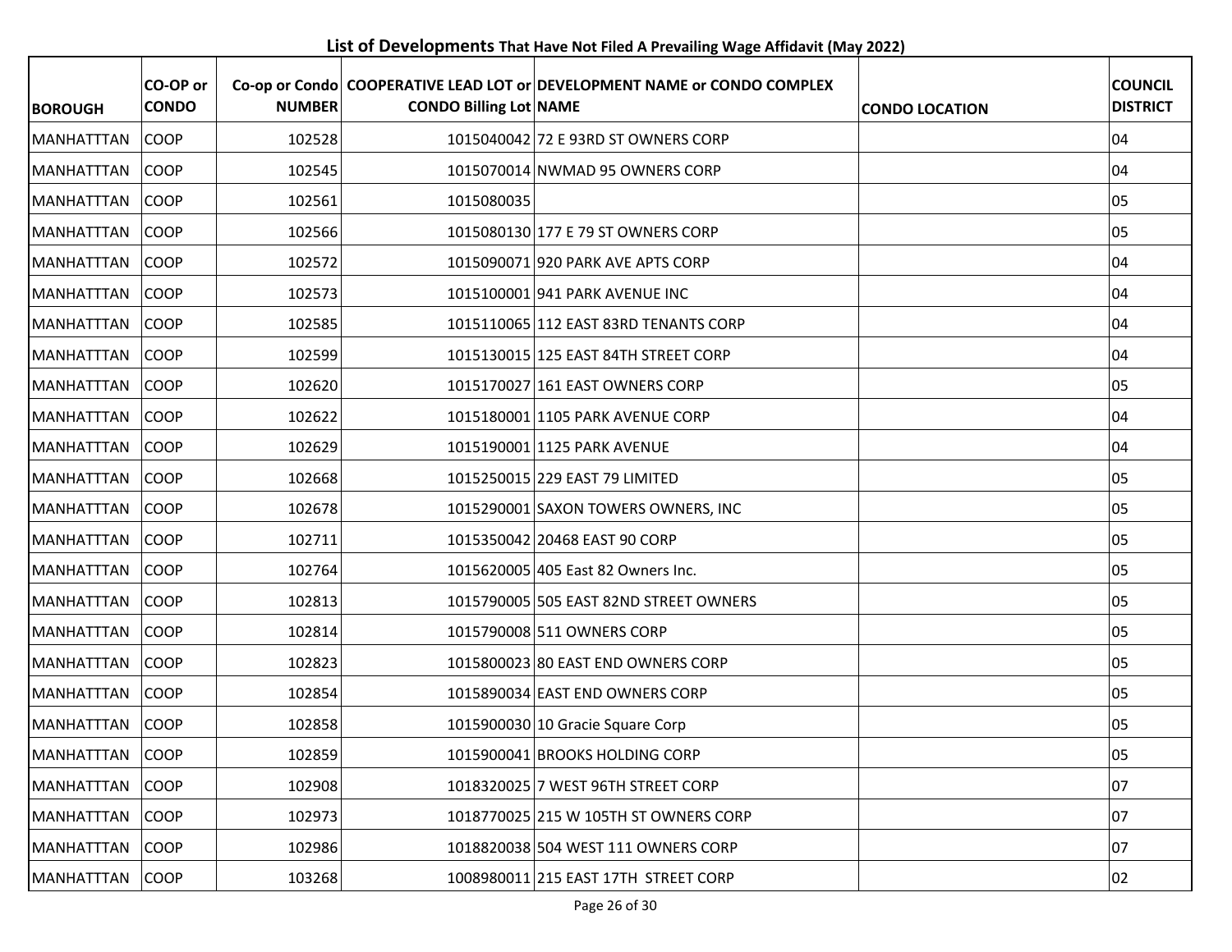**List of Developments That Have Not Filed A Prevailing Wage Affidavit (May 2022)**

| BOROUGH | CO-OP or CONDO | Co-op or Condo NUMBER | COOPERATIVE LEAD LOT or CONDO Billing Lot | DEVELOPMENT NAME or CONDO COMPLEX NAME | CONDO LOCATION | COUNCIL DISTRICT |
|---|---|---|---|---|---|---|
| MANHATTTAN | COOP | 102528 | 1015040042 | 72 E 93RD ST OWNERS CORP | | 04 |
| MANHATTTAN | COOP | 102545 | 1015070014 | NWMAD 95 OWNERS CORP | | 04 |
| MANHATTTAN | COOP | 102561 | 1015080035 | | | 05 |
| MANHATTTAN | COOP | 102566 | 1015080130 | 177 E 79 ST OWNERS CORP | | 05 |
| MANHATTTAN | COOP | 102572 | 1015090071 | 920 PARK AVE APTS CORP | | 04 |
| MANHATTTAN | COOP | 102573 | 1015100001 | 941 PARK AVENUE INC | | 04 |
| MANHATTTAN | COOP | 102585 | 1015110065 | 112 EAST 83RD TENANTS CORP | | 04 |
| MANHATTTAN | COOP | 102599 | 1015130015 | 125 EAST 84TH STREET CORP | | 04 |
| MANHATTTAN | COOP | 102620 | 1015170027 | 161 EAST OWNERS CORP | | 05 |
| MANHATTTAN | COOP | 102622 | 1015180001 | 1105 PARK AVENUE CORP | | 04 |
| MANHATTTAN | COOP | 102629 | 1015190001 | 1125 PARK AVENUE | | 04 |
| MANHATTTAN | COOP | 102668 | 1015250015 | 229 EAST 79 LIMITED | | 05 |
| MANHATTTAN | COOP | 102678 | 1015290001 | SAXON TOWERS OWNERS, INC | | 05 |
| MANHATTTAN | COOP | 102711 | 1015350042 | 20468 EAST 90 CORP | | 05 |
| MANHATTTAN | COOP | 102764 | 1015620005 | 405 East 82 Owners Inc. | | 05 |
| MANHATTTAN | COOP | 102813 | 1015790005 | 505 EAST 82ND STREET OWNERS | | 05 |
| MANHATTTAN | COOP | 102814 | 1015790008 | 511 OWNERS CORP | | 05 |
| MANHATTTAN | COOP | 102823 | 1015800023 | 80 EAST END OWNERS CORP | | 05 |
| MANHATTTAN | COOP | 102854 | 1015890034 | EAST END OWNERS CORP | | 05 |
| MANHATTTAN | COOP | 102858 | 1015900030 | 10 Gracie Square Corp | | 05 |
| MANHATTTAN | COOP | 102859 | 1015900041 | BROOKS HOLDING CORP | | 05 |
| MANHATTTAN | COOP | 102908 | 1018320025 | 7 WEST 96TH STREET CORP | | 07 |
| MANHATTTAN | COOP | 102973 | 1018770025 | 215 W 105TH ST OWNERS CORP | | 07 |
| MANHATTTAN | COOP | 102986 | 1018820038 | 504 WEST 111 OWNERS CORP | | 07 |
| MANHATTTAN | COOP | 103268 | 1008980011 | 215 EAST 17TH STREET CORP | | 02 |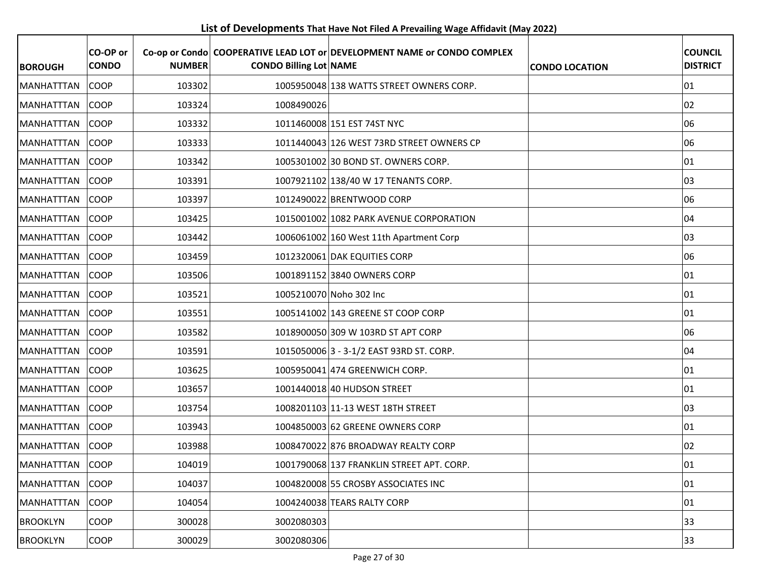**List of Developments That Have Not Filed A Prevailing Wage Affidavit (May 2022)**

| BOROUGH | CO-OP or CONDO | Co-op or Condo NUMBER | COOPERATIVE LEAD LOT or CONDO Billing Lot | DEVELOPMENT NAME or CONDO COMPLEX NAME | CONDO LOCATION | COUNCIL DISTRICT |
|---|---|---|---|---|---|---|
| MANHATTTAN | COOP | 103302 | 1005950048 | 138 WATTS STREET OWNERS CORP. | | 01 |
| MANHATTTAN | COOP | 103324 | 1008490026 | | | 02 |
| MANHATTTAN | COOP | 103332 | 1011460008 | 151 EST 74ST NYC | | 06 |
| MANHATTTAN | COOP | 103333 | 1011440043 | 126 WEST 73RD STREET OWNERS CP | | 06 |
| MANHATTTAN | COOP | 103342 | 1005301002 | 30 BOND ST. OWNERS CORP. | | 01 |
| MANHATTTAN | COOP | 103391 | 1007921102 | 138/40 W 17 TENANTS CORP. | | 03 |
| MANHATTTAN | COOP | 103397 | 1012490022 | BRENTWOOD CORP | | 06 |
| MANHATTTAN | COOP | 103425 | 1015001002 | 1082 PARK AVENUE CORPORATION | | 04 |
| MANHATTTAN | COOP | 103442 | 1006061002 | 160 West 11th Apartment Corp | | 03 |
| MANHATTTAN | COOP | 103459 | 1012320061 | DAK EQUITIES CORP | | 06 |
| MANHATTTAN | COOP | 103506 | 1001891152 | 3840 OWNERS CORP | | 01 |
| MANHATTTAN | COOP | 103521 | 1005210070 | Noho 302 Inc | | 01 |
| MANHATTTAN | COOP | 103551 | 1005141002 | 143 GREENE ST COOP CORP | | 01 |
| MANHATTTAN | COOP | 103582 | 1018900050 | 309 W 103RD ST APT CORP | | 06 |
| MANHATTTAN | COOP | 103591 | 1015050006 | 3 - 3-1/2 EAST 93RD ST. CORP. | | 04 |
| MANHATTTAN | COOP | 103625 | 1005950041 | 474 GREENWICH CORP. | | 01 |
| MANHATTTAN | COOP | 103657 | 1001440018 | 40 HUDSON STREET | | 01 |
| MANHATTTAN | COOP | 103754 | 1008201103 | 11-13 WEST 18TH STREET | | 03 |
| MANHATTTAN | COOP | 103943 | 1004850003 | 62 GREENE OWNERS CORP | | 01 |
| MANHATTTAN | COOP | 103988 | 1008470022 | 876 BROADWAY REALTY CORP | | 02 |
| MANHATTTAN | COOP | 104019 | 1001790068 | 137 FRANKLIN STREET APT. CORP. | | 01 |
| MANHATTTAN | COOP | 104037 | 1004820008 | 55 CROSBY ASSOCIATES INC | | 01 |
| MANHATTTAN | COOP | 104054 | 1004240038 | TEARS RALTY CORP | | 01 |
| BROOKLYN | COOP | 300028 | 3002080303 | | | 33 |
| BROOKLYN | COOP | 300029 | 3002080306 | | | 33 |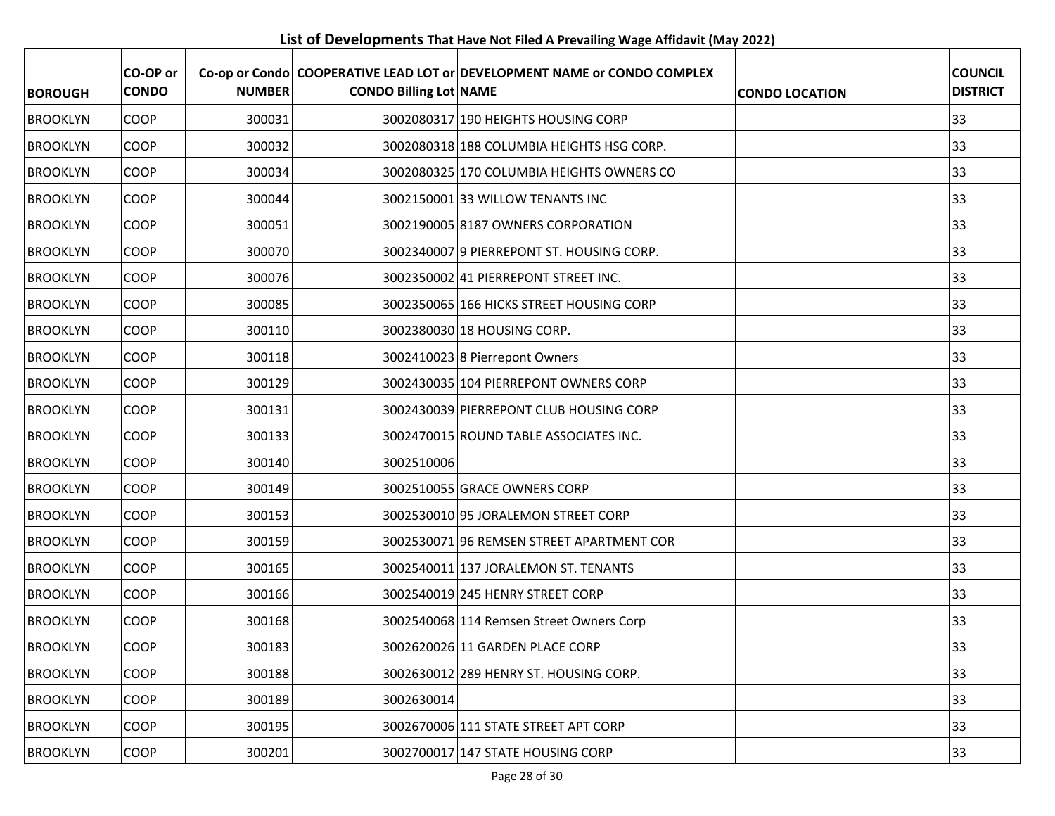## List of Developments That Have Not Filed A Prevailing Wage Affidavit (May 2022)

| BOROUGH | CO-OP or CONDO | Co-op or Condo NUMBER | COOPERATIVE LEAD LOT or CONDO Billing Lot | DEVELOPMENT NAME or CONDO COMPLEX NAME | CONDO LOCATION | COUNCIL DISTRICT |
|---|---|---|---|---|---|---|
| BROOKLYN | COOP | 300031 | 3002080317 | 190 HEIGHTS HOUSING CORP | | 33 |
| BROOKLYN | COOP | 300032 | 3002080318 | 188 COLUMBIA HEIGHTS HSG CORP. | | 33 |
| BROOKLYN | COOP | 300034 | 3002080325 | 170 COLUMBIA HEIGHTS OWNERS CO | | 33 |
| BROOKLYN | COOP | 300044 | 3002150001 | 33 WILLOW TENANTS INC | | 33 |
| BROOKLYN | COOP | 300051 | 3002190005 | 8187 OWNERS CORPORATION | | 33 |
| BROOKLYN | COOP | 300070 | 3002340007 | 9 PIERREPONT ST. HOUSING CORP. | | 33 |
| BROOKLYN | COOP | 300076 | 3002350002 | 41 PIERREPONT STREET INC. | | 33 |
| BROOKLYN | COOP | 300085 | 3002350065 | 166 HICKS STREET HOUSING CORP | | 33 |
| BROOKLYN | COOP | 300110 | 3002380030 | 18 HOUSING CORP. | | 33 |
| BROOKLYN | COOP | 300118 | 3002410023 | 8 Pierrepont Owners | | 33 |
| BROOKLYN | COOP | 300129 | 3002430035 | 104 PIERREPONT OWNERS CORP | | 33 |
| BROOKLYN | COOP | 300131 | 3002430039 | PIERREPONT CLUB HOUSING CORP | | 33 |
| BROOKLYN | COOP | 300133 | 3002470015 | ROUND TABLE ASSOCIATES INC. | | 33 |
| BROOKLYN | COOP | 300140 | 3002510006 | | | 33 |
| BROOKLYN | COOP | 300149 | 3002510055 | GRACE OWNERS CORP | | 33 |
| BROOKLYN | COOP | 300153 | 3002530010 | 95 JORALEMON STREET CORP | | 33 |
| BROOKLYN | COOP | 300159 | 3002530071 | 96 REMSEN STREET APARTMENT COR | | 33 |
| BROOKLYN | COOP | 300165 | 3002540011 | 137 JORALEMON ST. TENANTS | | 33 |
| BROOKLYN | COOP | 300166 | 3002540019 | 245 HENRY STREET CORP | | 33 |
| BROOKLYN | COOP | 300168 | 3002540068 | 114 Remsen Street Owners Corp | | 33 |
| BROOKLYN | COOP | 300183 | 3002620026 | 11 GARDEN PLACE CORP | | 33 |
| BROOKLYN | COOP | 300188 | 3002630012 | 289 HENRY ST. HOUSING CORP. | | 33 |
| BROOKLYN | COOP | 300189 | 3002630014 | | | 33 |
| BROOKLYN | COOP | 300195 | 3002670006 | 111 STATE STREET APT CORP | | 33 |
| BROOKLYN | COOP | 300201 | 3002700017 | 147 STATE HOUSING CORP | | 33 |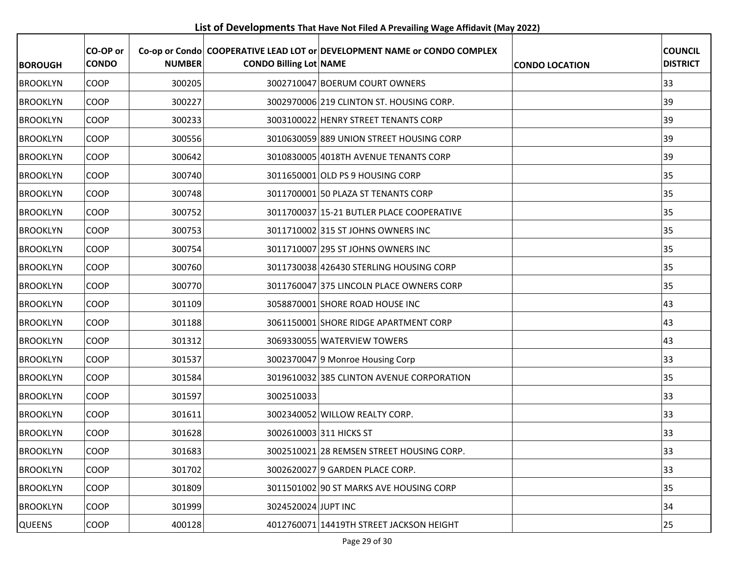**List of Developments** That Have Not Filed A Prevailing Wage Affidavit (May 2022)

| BOROUGH | CO-OP or CONDO | Co-op or Condo NUMBER | COOPERATIVE LEAD LOT or CONDO Billing Lot | DEVELOPMENT NAME or CONDO COMPLEX NAME | CONDO LOCATION | COUNCIL DISTRICT |
|---|---|---|---|---|---|---|
| BROOKLYN | COOP | 300205 | 3002710047 | BOERUM COURT OWNERS | | 33 |
| BROOKLYN | COOP | 300227 | 3002970006 | 219 CLINTON ST. HOUSING CORP. | | 39 |
| BROOKLYN | COOP | 300233 | 3003100022 | HENRY STREET TENANTS CORP | | 39 |
| BROOKLYN | COOP | 300556 | 3010630059 | 889 UNION STREET HOUSING CORP | | 39 |
| BROOKLYN | COOP | 300642 | 3010830005 | 4018TH AVENUE TENANTS CORP | | 39 |
| BROOKLYN | COOP | 300740 | 3011650001 | OLD PS 9 HOUSING CORP | | 35 |
| BROOKLYN | COOP | 300748 | 3011700001 | 50 PLAZA ST TENANTS CORP | | 35 |
| BROOKLYN | COOP | 300752 | 3011700037 | 15-21 BUTLER PLACE COOPERATIVE | | 35 |
| BROOKLYN | COOP | 300753 | 3011710002 | 315 ST JOHNS OWNERS INC | | 35 |
| BROOKLYN | COOP | 300754 | 3011710007 | 295 ST JOHNS OWNERS INC | | 35 |
| BROOKLYN | COOP | 300760 | 3011730038 | 426430 STERLING HOUSING CORP | | 35 |
| BROOKLYN | COOP | 300770 | 3011760047 | 375 LINCOLN PLACE OWNERS CORP | | 35 |
| BROOKLYN | COOP | 301109 | 3058870001 | SHORE ROAD HOUSE INC | | 43 |
| BROOKLYN | COOP | 301188 | 3061150001 | SHORE RIDGE APARTMENT CORP | | 43 |
| BROOKLYN | COOP | 301312 | 3069330055 | WATERVIEW TOWERS | | 43 |
| BROOKLYN | COOP | 301537 | 3002370047 | 9 Monroe Housing Corp | | 33 |
| BROOKLYN | COOP | 301584 | 3019610032 | 385 CLINTON AVENUE CORPORATION | | 35 |
| BROOKLYN | COOP | 301597 | 3002510033 | | | 33 |
| BROOKLYN | COOP | 301611 | 3002340052 | WILLOW REALTY CORP. | | 33 |
| BROOKLYN | COOP | 301628 | 3002610003 | 311 HICKS ST | | 33 |
| BROOKLYN | COOP | 301683 | 3002510021 | 28 REMSEN STREET HOUSING CORP. | | 33 |
| BROOKLYN | COOP | 301702 | 3002620027 | 9 GARDEN PLACE CORP. | | 33 |
| BROOKLYN | COOP | 301809 | 3011501002 | 90 ST MARKS AVE HOUSING CORP | | 35 |
| BROOKLYN | COOP | 301999 | 3024520024 | JUPT INC | | 34 |
| QUEENS | COOP | 400128 | 4012760071 | 14419TH STREET JACKSON HEIGHT | | 25 |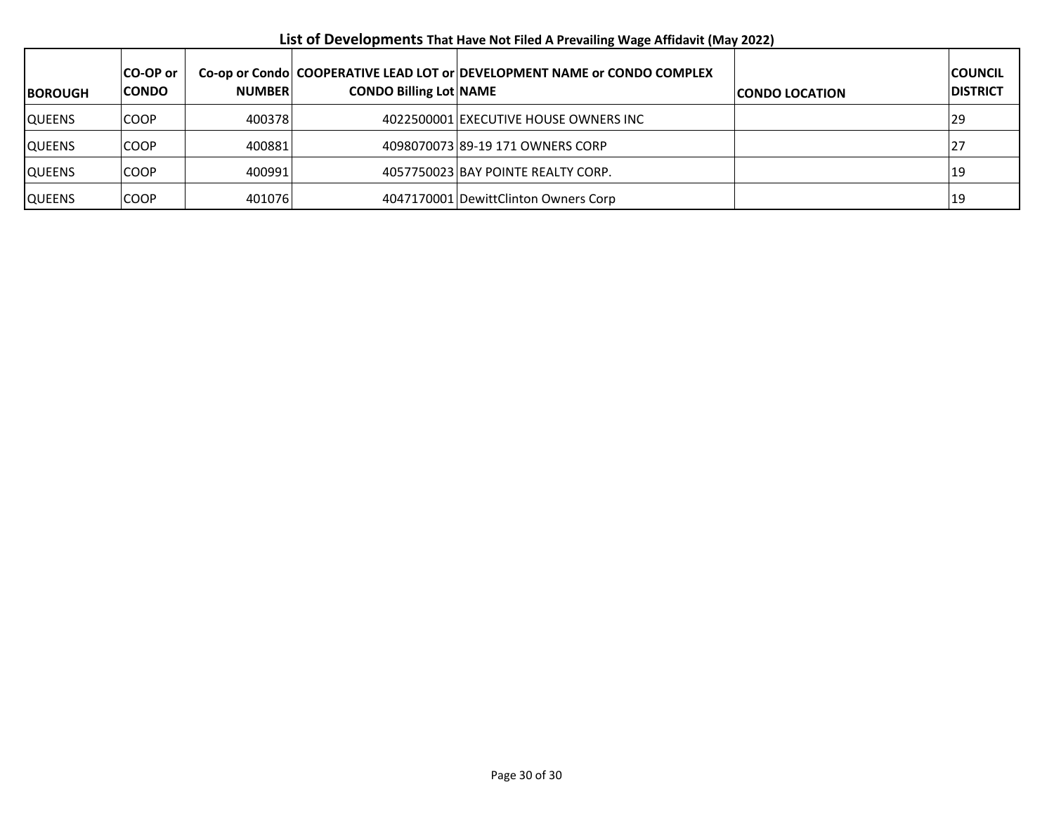**List of Developments That Have Not Filed A Prevailing Wage Affidavit (May 2022)**

| BOROUGH | CO-OP or CONDO | Co-op or Condo NUMBER | COOPERATIVE LEAD LOT or CONDO Billing Lot | DEVELOPMENT NAME or CONDO COMPLEX NAME | CONDO LOCATION | COUNCIL DISTRICT |
|---|---|---|---|---|---|---|
| QUEENS | COOP | 400378 | 4022500001 | EXECUTIVE HOUSE OWNERS INC | | 29 |
| QUEENS | COOP | 400881 | 4098070073 | 89-19 171 OWNERS CORP | | 27 |
| QUEENS | COOP | 400991 | 4057750023 | BAY POINTE REALTY CORP. | | 19 |
| QUEENS | COOP | 401076 | 4047170001 | DewittClinton Owners Corp | | 19 |